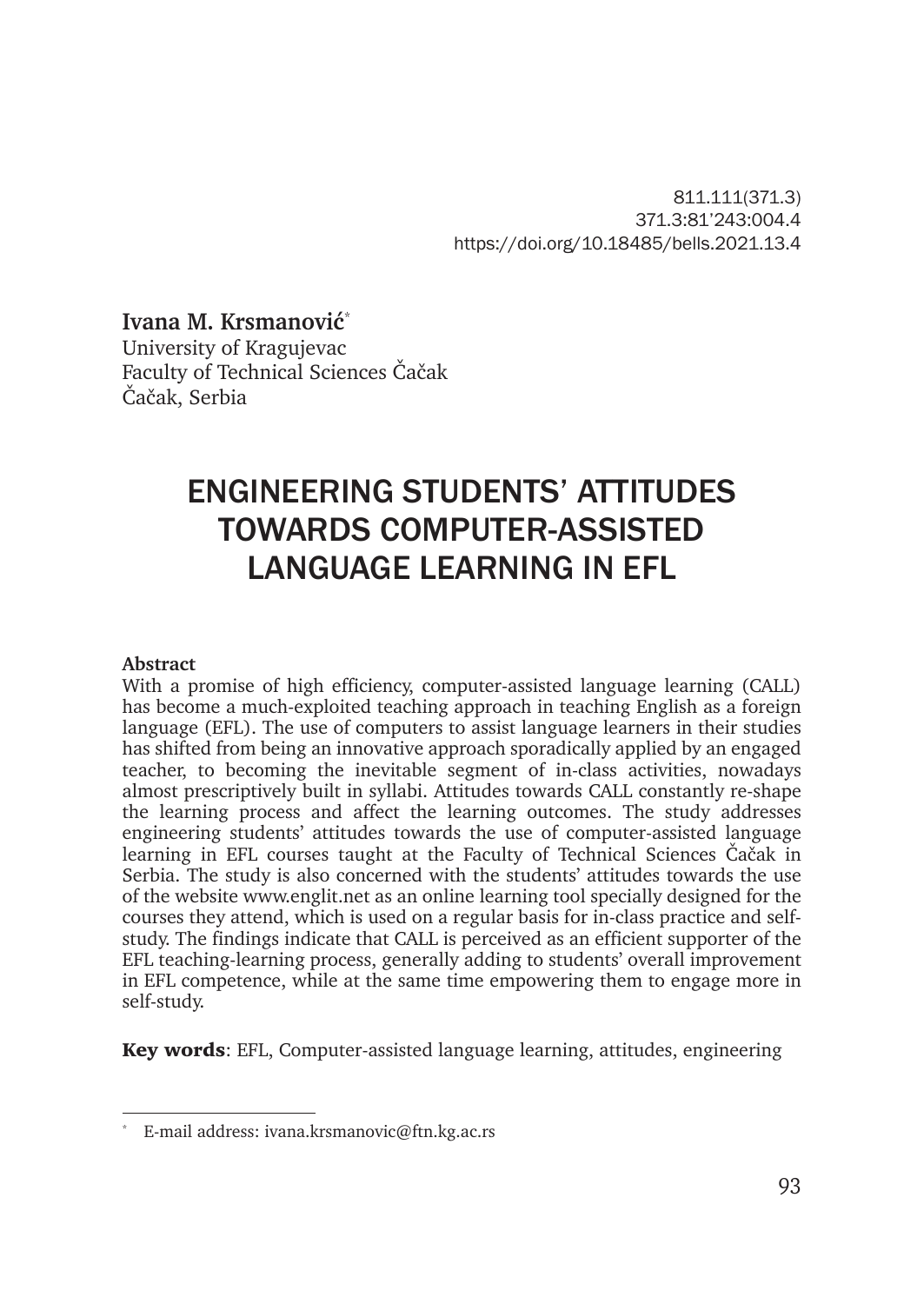811.111(371.3)
371.3:81'243:004.4
https://doi.org/10.18485/bells.2021.13.4

**Ivana M. Krsmanović**[*]
University of Kragujevac
Faculty of Technical Sciences Čačak
Čačak, Serbia

# ENGINEERING STUDENTS' ATTITUDES TOWARDS COMPUTER-ASSISTED LANGUAGE LEARNING IN EFL

**Abstract**

With a promise of high efficiency, computer-assisted language learning (CALL) has become a much-exploited teaching approach in teaching English as a foreign language (EFL). The use of computers to assist language learners in their studies has shifted from being an innovative approach sporadically applied by an engaged teacher, to becoming the inevitable segment of in-class activities, nowadays almost prescriptively built in syllabi. Attitudes towards CALL constantly re-shape the learning process and affect the learning outcomes. The study addresses engineering students' attitudes towards the use of computer-assisted language learning in EFL courses taught at the Faculty of Technical Sciences Čačak in Serbia. The study is also concerned with the students' attitudes towards the use of the website www.englit.net as an online learning tool specially designed for the courses they attend, which is used on a regular basis for in-class practice and self-study. The findings indicate that CALL is perceived as an efficient supporter of the EFL teaching-learning process, generally adding to students' overall improvement in EFL competence, while at the same time empowering them to engage more in self-study.

**Key words**: EFL, Computer-assisted language learning, attitudes, engineering

[*] E-mail address: ivana.krsmanovic@ftn.kg.ac.rs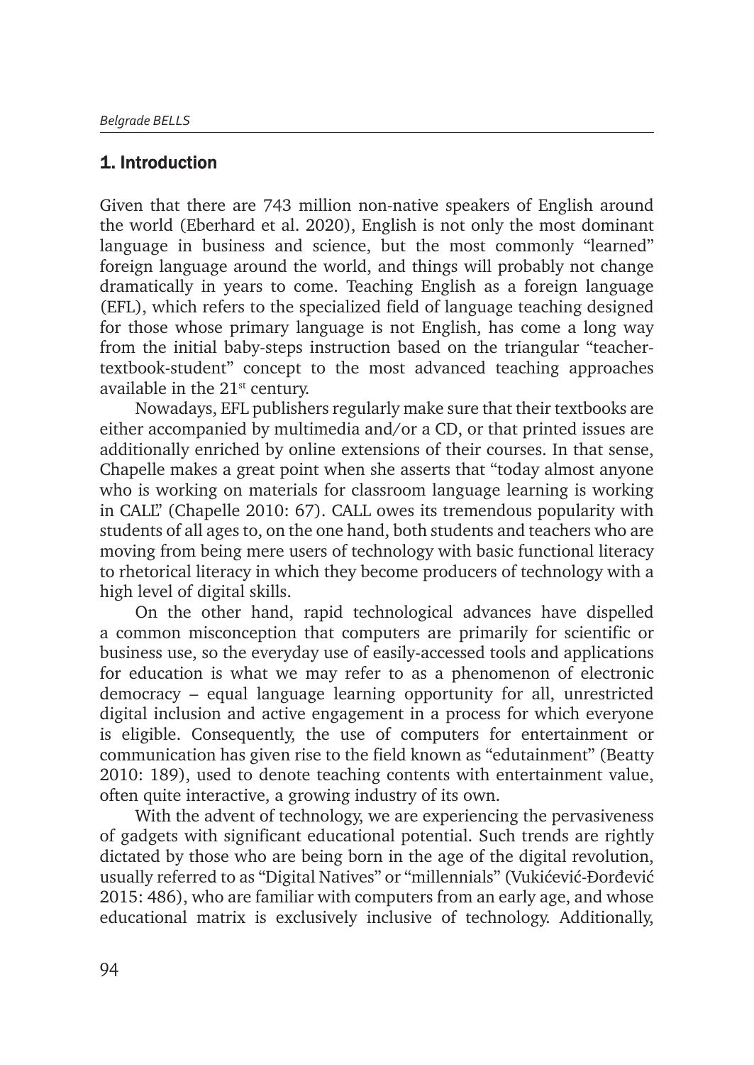## 1. Introduction

Given that there are 743 million non-native speakers of English around the world (Eberhard et al. 2020), English is not only the most dominant language in business and science, but the most commonly "learned" foreign language around the world, and things will probably not change dramatically in years to come. Teaching English as a foreign language (EFL), which refers to the specialized field of language teaching designed for those whose primary language is not English, has come a long way from the initial baby-steps instruction based on the triangular "teacher-textbook-student" concept to the most advanced teaching approaches available in the 21st century.

Nowadays, EFL publishers regularly make sure that their textbooks are either accompanied by multimedia and/or a CD, or that printed issues are additionally enriched by online extensions of their courses. In that sense, Chapelle makes a great point when she asserts that "today almost anyone who is working on materials for classroom language learning is working in CALL" (Chapelle 2010: 67). CALL owes its tremendous popularity with students of all ages to, on the one hand, both students and teachers who are moving from being mere users of technology with basic functional literacy to rhetorical literacy in which they become producers of technology with a high level of digital skills.

On the other hand, rapid technological advances have dispelled a common misconception that computers are primarily for scientific or business use, so the everyday use of easily-accessed tools and applications for education is what we may refer to as a phenomenon of electronic democracy – equal language learning opportunity for all, unrestricted digital inclusion and active engagement in a process for which everyone is eligible. Consequently, the use of computers for entertainment or communication has given rise to the field known as "edutainment" (Beatty 2010: 189), used to denote teaching contents with entertainment value, often quite interactive, a growing industry of its own.

With the advent of technology, we are experiencing the pervasiveness of gadgets with significant educational potential. Such trends are rightly dictated by those who are being born in the age of the digital revolution, usually referred to as "Digital Natives" or "millennials" (Vukićević-Đorđević 2015: 486), who are familiar with computers from an early age, and whose educational matrix is exclusively inclusive of technology. Additionally,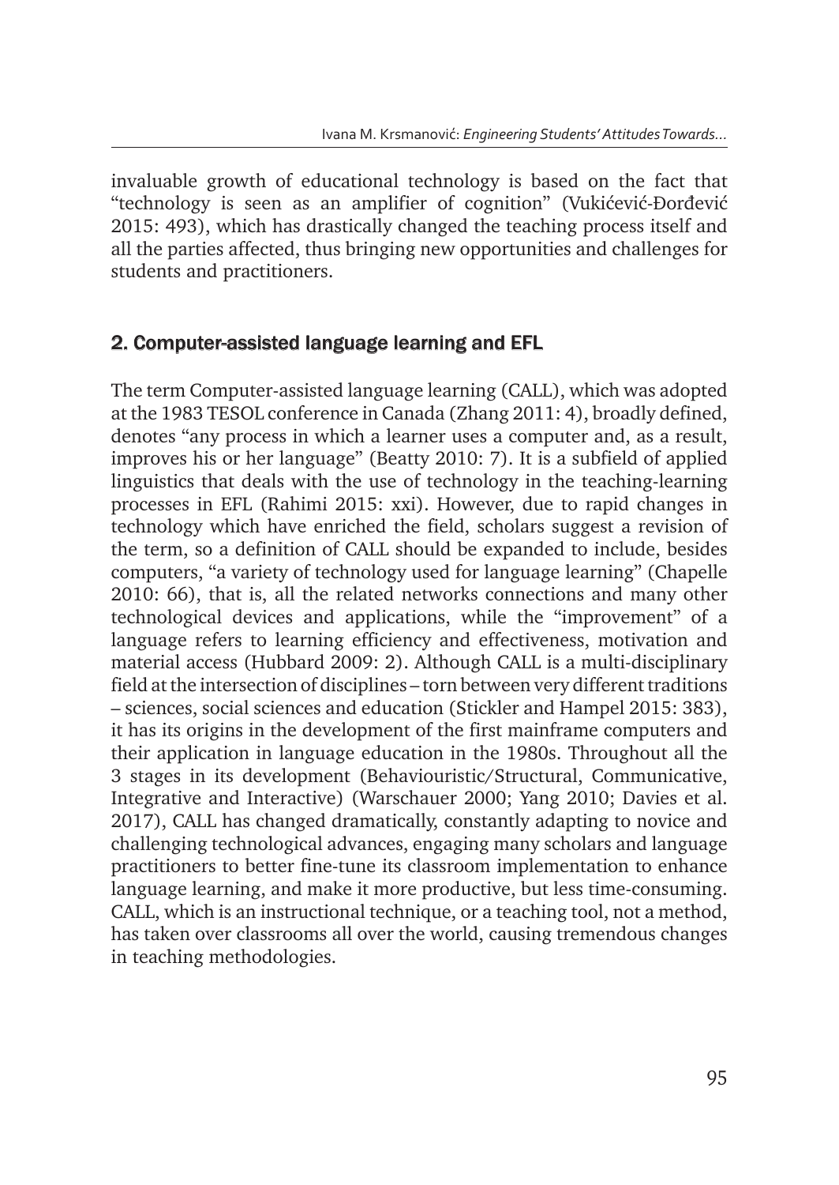invaluable growth of educational technology is based on the fact that "technology is seen as an amplifier of cognition" (Vukićević-Đorđević 2015: 493), which has drastically changed the teaching process itself and all the parties affected, thus bringing new opportunities and challenges for students and practitioners.

## 2. Computer-assisted language learning and EFL

The term Computer-assisted language learning (CALL), which was adopted at the 1983 TESOL conference in Canada (Zhang 2011: 4), broadly defined, denotes "any process in which a learner uses a computer and, as a result, improves his or her language" (Beatty 2010: 7). It is a subfield of applied linguistics that deals with the use of technology in the teaching-learning processes in EFL (Rahimi 2015: xxi). However, due to rapid changes in technology which have enriched the field, scholars suggest a revision of the term, so a definition of CALL should be expanded to include, besides computers, "a variety of technology used for language learning" (Chapelle 2010: 66), that is, all the related networks connections and many other technological devices and applications, while the "improvement" of a language refers to learning efficiency and effectiveness, motivation and material access (Hubbard 2009: 2). Although CALL is a multi-disciplinary field at the intersection of disciplines – torn between very different traditions – sciences, social sciences and education (Stickler and Hampel 2015: 383), it has its origins in the development of the first mainframe computers and their application in language education in the 1980s. Throughout all the 3 stages in its development (Behaviouristic/Structural, Communicative, Integrative and Interactive) (Warschauer 2000; Yang 2010; Davies et al. 2017), CALL has changed dramatically, constantly adapting to novice and challenging technological advances, engaging many scholars and language practitioners to better fine-tune its classroom implementation to enhance language learning, and make it more productive, but less time-consuming. CALL, which is an instructional technique, or a teaching tool, not a method, has taken over classrooms all over the world, causing tremendous changes in teaching methodologies.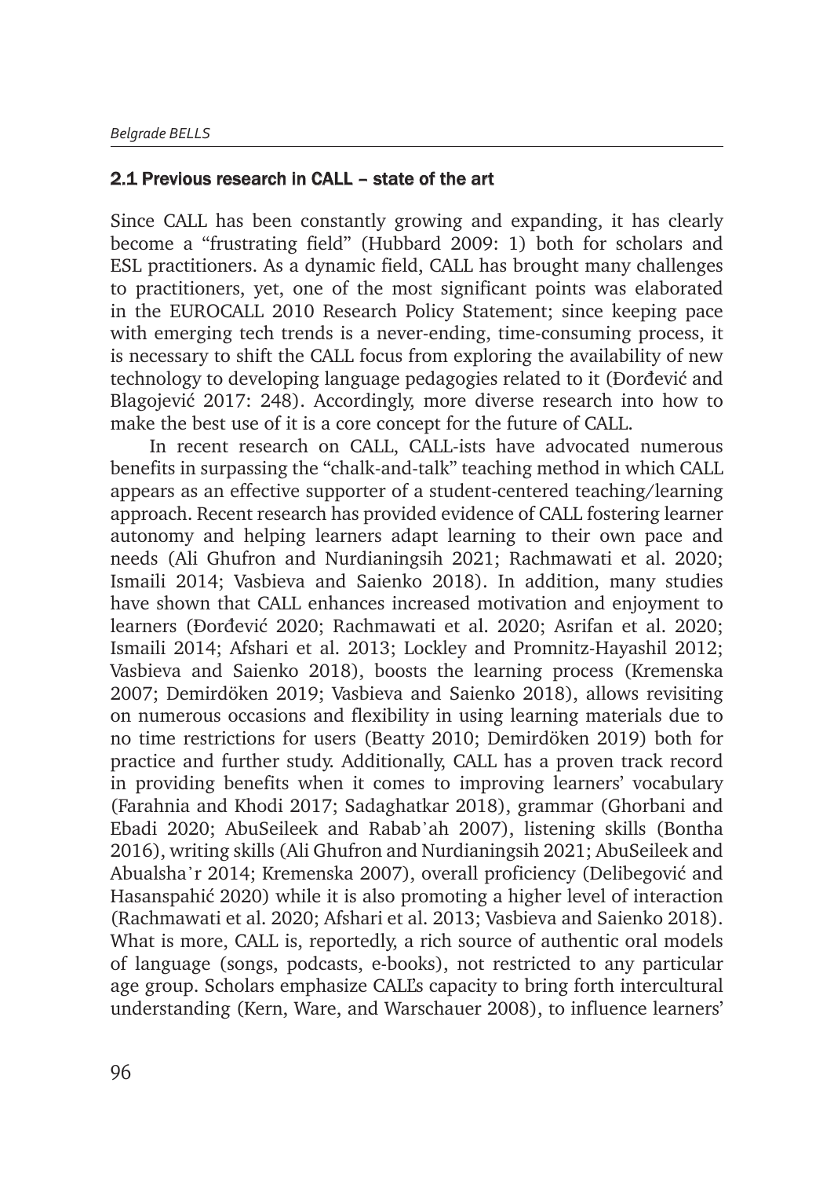## 2.1 Previous research in CALL – state of the art

Since CALL has been constantly growing and expanding, it has clearly become a "frustrating field" (Hubbard 2009: 1) both for scholars and ESL practitioners. As a dynamic field, CALL has brought many challenges to practitioners, yet, one of the most significant points was elaborated in the EUROCALL 2010 Research Policy Statement; since keeping pace with emerging tech trends is a never-ending, time-consuming process, it is necessary to shift the CALL focus from exploring the availability of new technology to developing language pedagogies related to it (Đorđević and Blagojević 2017: 248). Accordingly, more diverse research into how to make the best use of it is a core concept for the future of CALL.

In recent research on CALL, CALL-ists have advocated numerous benefits in surpassing the "chalk-and-talk" teaching method in which CALL appears as an effective supporter of a student-centered teaching/learning approach. Recent research has provided evidence of CALL fostering learner autonomy and helping learners adapt learning to their own pace and needs (Ali Ghufron and Nurdianingsih 2021; Rachmawati et al. 2020; Ismaili 2014; Vasbieva and Saienko 2018). In addition, many studies have shown that CALL enhances increased motivation and enjoyment to learners (Đorđević 2020; Rachmawati et al. 2020; Asrifan et al. 2020; Ismaili 2014; Afshari et al. 2013; Lockley and Promnitz-Hayashil 2012; Vasbieva and Saienko 2018), boosts the learning process (Kremenska 2007; Demirdöken 2019; Vasbieva and Saienko 2018), allows revisiting on numerous occasions and flexibility in using learning materials due to no time restrictions for users (Beatty 2010; Demirdöken 2019) both for practice and further study. Additionally, CALL has a proven track record in providing benefits when it comes to improving learners' vocabulary (Farahnia and Khodi 2017; Sadaghatkar 2018), grammar (Ghorbani and Ebadi 2020; AbuSeileek and Rababʾah 2007), listening skills (Bontha 2016), writing skills (Ali Ghufron and Nurdianingsih 2021; AbuSeileek and Abualshaʾr 2014; Kremenska 2007), overall proficiency (Delibegović and Hasanspahić 2020) while it is also promoting a higher level of interaction (Rachmawati et al. 2020; Afshari et al. 2013; Vasbieva and Saienko 2018). What is more, CALL is, reportedly, a rich source of authentic oral models of language (songs, podcasts, e-books), not restricted to any particular age group. Scholars emphasize CALL's capacity to bring forth intercultural understanding (Kern, Ware, and Warschauer 2008), to influence learners'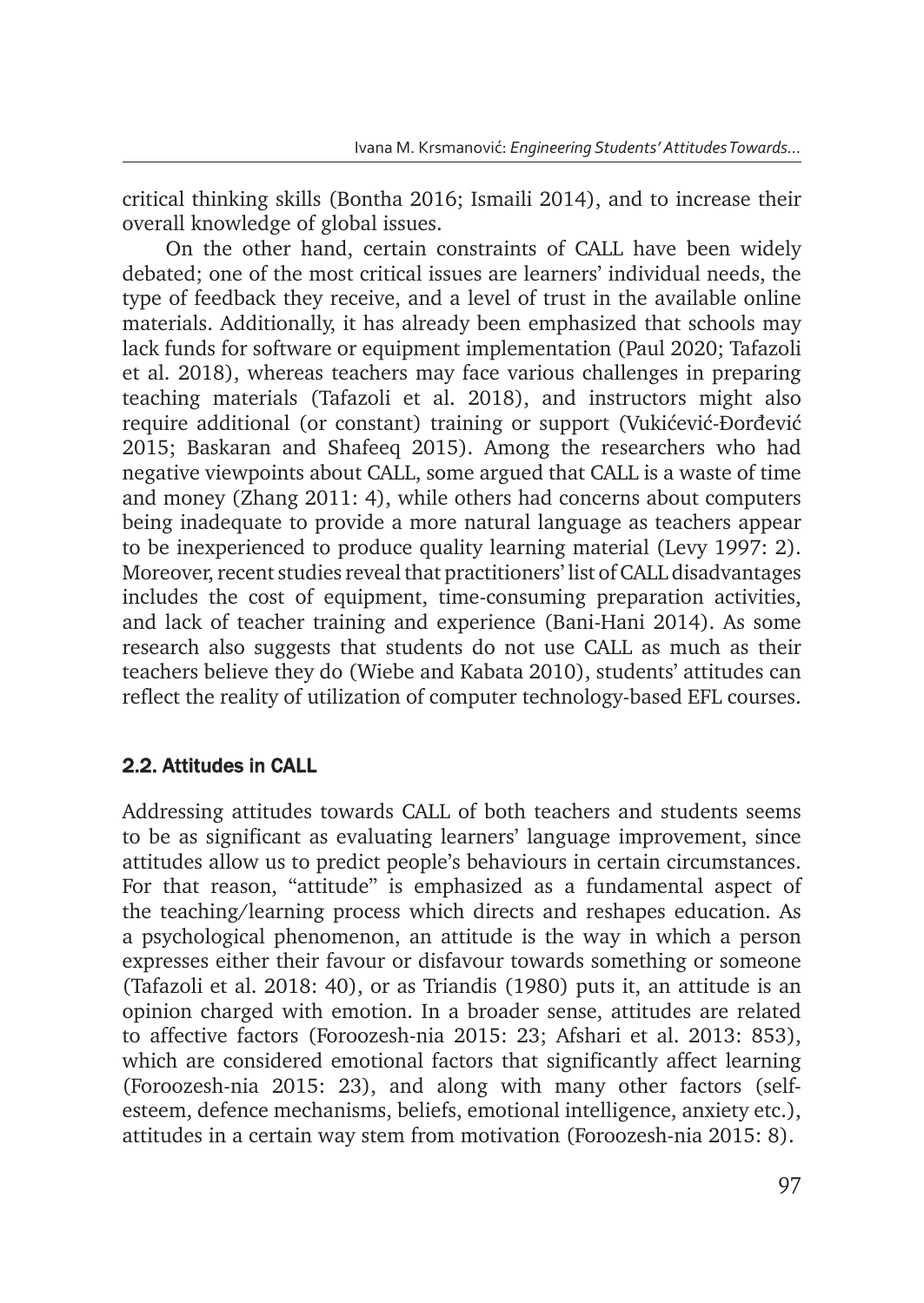critical thinking skills (Bontha 2016; Ismaili 2014), and to increase their overall knowledge of global issues.

On the other hand, certain constraints of CALL have been widely debated; one of the most critical issues are learners' individual needs, the type of feedback they receive, and a level of trust in the available online materials. Additionally, it has already been emphasized that schools may lack funds for software or equipment implementation (Paul 2020; Tafazoli et al. 2018), whereas teachers may face various challenges in preparing teaching materials (Tafazoli et al. 2018), and instructors might also require additional (or constant) training or support (Vukićević-Đorđević 2015; Baskaran and Shafeeq 2015). Among the researchers who had negative viewpoints about CALL, some argued that CALL is a waste of time and money (Zhang 2011: 4), while others had concerns about computers being inadequate to provide a more natural language as teachers appear to be inexperienced to produce quality learning material (Levy 1997: 2). Moreover, recent studies reveal that practitioners' list of CALL disadvantages includes the cost of equipment, time-consuming preparation activities, and lack of teacher training and experience (Bani-Hani 2014). As some research also suggests that students do not use CALL as much as their teachers believe they do (Wiebe and Kabata 2010), students' attitudes can reflect the reality of utilization of computer technology-based EFL courses.

## 2.2. Attitudes in CALL

Addressing attitudes towards CALL of both teachers and students seems to be as significant as evaluating learners' language improvement, since attitudes allow us to predict people's behaviours in certain circumstances. For that reason, "attitude" is emphasized as a fundamental aspect of the teaching/learning process which directs and reshapes education. As a psychological phenomenon, an attitude is the way in which a person expresses either their favour or disfavour towards something or someone (Tafazoli et al. 2018: 40), or as Triandis (1980) puts it, an attitude is an opinion charged with emotion. In a broader sense, attitudes are related to affective factors (Foroozesh-nia 2015: 23; Afshari et al. 2013: 853), which are considered emotional factors that significantly affect learning (Foroozesh-nia 2015: 23), and along with many other factors (self-esteem, defence mechanisms, beliefs, emotional intelligence, anxiety etc.), attitudes in a certain way stem from motivation (Foroozesh-nia 2015: 8).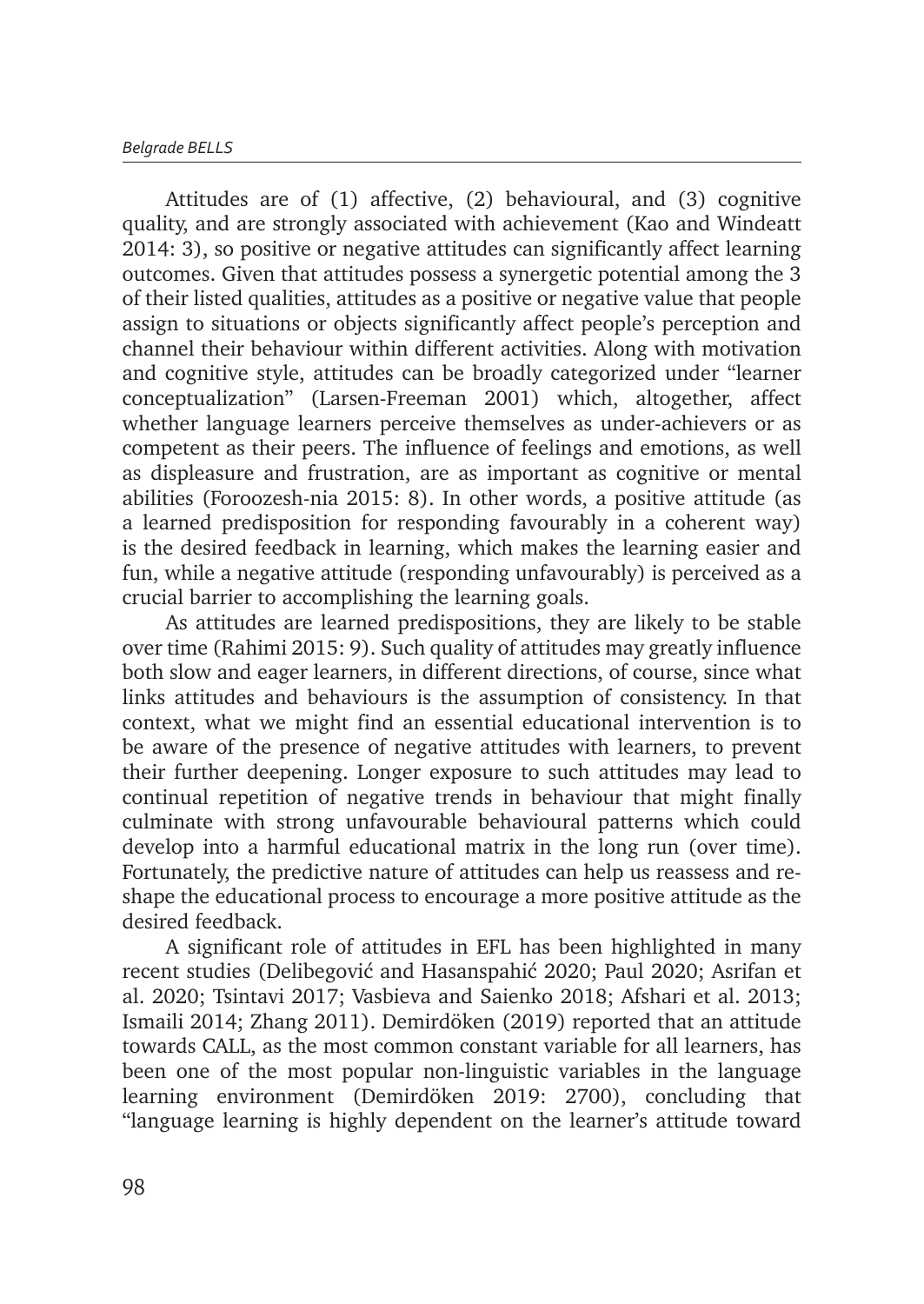Attitudes are of (1) affective, (2) behavioural, and (3) cognitive quality, and are strongly associated with achievement (Kao and Windeatt 2014: 3), so positive or negative attitudes can significantly affect learning outcomes. Given that attitudes possess a synergetic potential among the 3 of their listed qualities, attitudes as a positive or negative value that people assign to situations or objects significantly affect people's perception and channel their behaviour within different activities. Along with motivation and cognitive style, attitudes can be broadly categorized under "learner conceptualization" (Larsen-Freeman 2001) which, altogether, affect whether language learners perceive themselves as under-achievers or as competent as their peers. The influence of feelings and emotions, as well as displeasure and frustration, are as important as cognitive or mental abilities (Foroozesh-nia 2015: 8). In other words, a positive attitude (as a learned predisposition for responding favourably in a coherent way) is the desired feedback in learning, which makes the learning easier and fun, while a negative attitude (responding unfavourably) is perceived as a crucial barrier to accomplishing the learning goals.

As attitudes are learned predispositions, they are likely to be stable over time (Rahimi 2015: 9). Such quality of attitudes may greatly influence both slow and eager learners, in different directions, of course, since what links attitudes and behaviours is the assumption of consistency. In that context, what we might find an essential educational intervention is to be aware of the presence of negative attitudes with learners, to prevent their further deepening. Longer exposure to such attitudes may lead to continual repetition of negative trends in behaviour that might finally culminate with strong unfavourable behavioural patterns which could develop into a harmful educational matrix in the long run (over time). Fortunately, the predictive nature of attitudes can help us reassess and re-shape the educational process to encourage a more positive attitude as the desired feedback.

A significant role of attitudes in EFL has been highlighted in many recent studies (Delibegović and Hasanspahić 2020; Paul 2020; Asrifan et al. 2020; Tsintavi 2017; Vasbieva and Saienko 2018; Afshari et al. 2013; Ismaili 2014; Zhang 2011). Demirdöken (2019) reported that an attitude towards CALL, as the most common constant variable for all learners, has been one of the most popular non-linguistic variables in the language learning environment (Demirdöken 2019: 2700), concluding that "language learning is highly dependent on the learner's attitude toward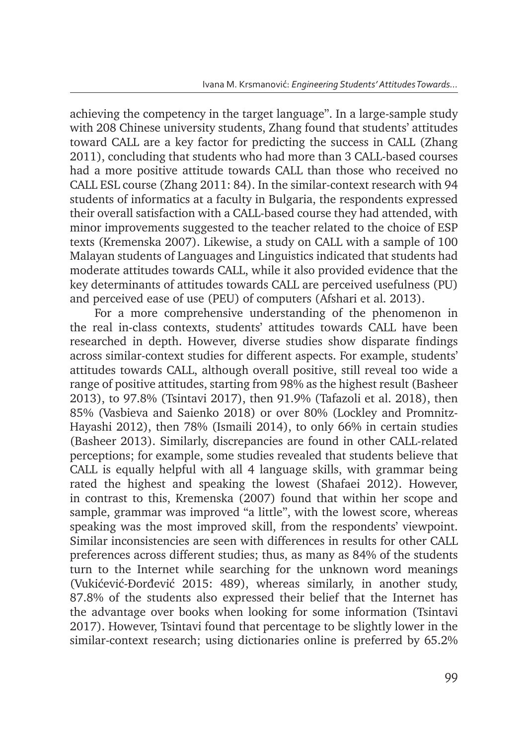achieving the competency in the target language". In a large-sample study with 208 Chinese university students, Zhang found that students' attitudes toward CALL are a key factor for predicting the success in CALL (Zhang 2011), concluding that students who had more than 3 CALL-based courses had a more positive attitude towards CALL than those who received no CALL ESL course (Zhang 2011: 84). In the similar-context research with 94 students of informatics at a faculty in Bulgaria, the respondents expressed their overall satisfaction with a CALL-based course they had attended, with minor improvements suggested to the teacher related to the choice of ESP texts (Kremenska 2007). Likewise, a study on CALL with a sample of 100 Malayan students of Languages and Linguistics indicated that students had moderate attitudes towards CALL, while it also provided evidence that the key determinants of attitudes towards CALL are perceived usefulness (PU) and perceived ease of use (PEU) of computers (Afshari et al. 2013).

For a more comprehensive understanding of the phenomenon in the real in-class contexts, students' attitudes towards CALL have been researched in depth. However, diverse studies show disparate findings across similar-context studies for different aspects. For example, students' attitudes towards CALL, although overall positive, still reveal too wide a range of positive attitudes, starting from 98% as the highest result (Basheer 2013), to 97.8% (Tsintavi 2017), then 91.9% (Tafazoli et al. 2018), then 85% (Vasbieva and Saienko 2018) or over 80% (Lockley and Promnitz-Hayashi 2012), then 78% (Ismaili 2014), to only 66% in certain studies (Basheer 2013). Similarly, discrepancies are found in other CALL-related perceptions; for example, some studies revealed that students believe that CALL is equally helpful with all 4 language skills, with grammar being rated the highest and speaking the lowest (Shafaei 2012). However, in contrast to this, Kremenska (2007) found that within her scope and sample, grammar was improved "a little", with the lowest score, whereas speaking was the most improved skill, from the respondents' viewpoint. Similar inconsistencies are seen with differences in results for other CALL preferences across different studies; thus, as many as 84% of the students turn to the Internet while searching for the unknown word meanings (Vukićević-Đorđević 2015: 489), whereas similarly, in another study, 87.8% of the students also expressed their belief that the Internet has the advantage over books when looking for some information (Tsintavi 2017). However, Tsintavi found that percentage to be slightly lower in the similar-context research; using dictionaries online is preferred by 65.2%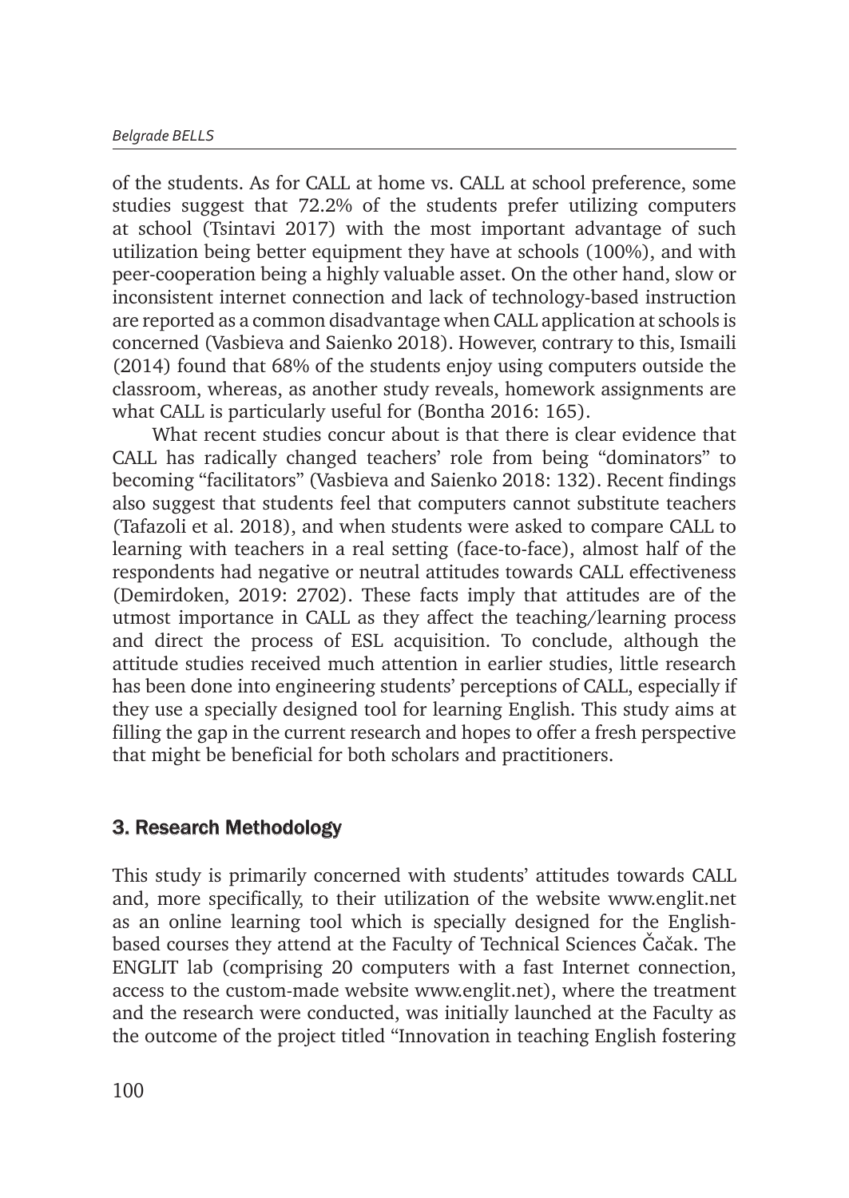of the students. As for CALL at home vs. CALL at school preference, some studies suggest that 72.2% of the students prefer utilizing computers at school (Tsintavi 2017) with the most important advantage of such utilization being better equipment they have at schools (100%), and with peer-cooperation being a highly valuable asset. On the other hand, slow or inconsistent internet connection and lack of technology-based instruction are reported as a common disadvantage when CALL application at schools is concerned (Vasbieva and Saienko 2018). However, contrary to this, Ismaili (2014) found that 68% of the students enjoy using computers outside the classroom, whereas, as another study reveals, homework assignments are what CALL is particularly useful for (Bontha 2016: 165).

What recent studies concur about is that there is clear evidence that CALL has radically changed teachers' role from being "dominators" to becoming "facilitators" (Vasbieva and Saienko 2018: 132). Recent findings also suggest that students feel that computers cannot substitute teachers (Tafazoli et al. 2018), and when students were asked to compare CALL to learning with teachers in a real setting (face-to-face), almost half of the respondents had negative or neutral attitudes towards CALL effectiveness (Demirdoken, 2019: 2702). These facts imply that attitudes are of the utmost importance in CALL as they affect the teaching/learning process and direct the process of ESL acquisition. To conclude, although the attitude studies received much attention in earlier studies, little research has been done into engineering students' perceptions of CALL, especially if they use a specially designed tool for learning English. This study aims at filling the gap in the current research and hopes to offer a fresh perspective that might be beneficial for both scholars and practitioners.

## 3. Research Methodology

This study is primarily concerned with students' attitudes towards CALL and, more specifically, to their utilization of the website www.englit.net as an online learning tool which is specially designed for the English-based courses they attend at the Faculty of Technical Sciences Čačak. The ENGLIT lab (comprising 20 computers with a fast Internet connection, access to the custom-made website www.englit.net), where the treatment and the research were conducted, was initially launched at the Faculty as the outcome of the project titled "Innovation in teaching English fostering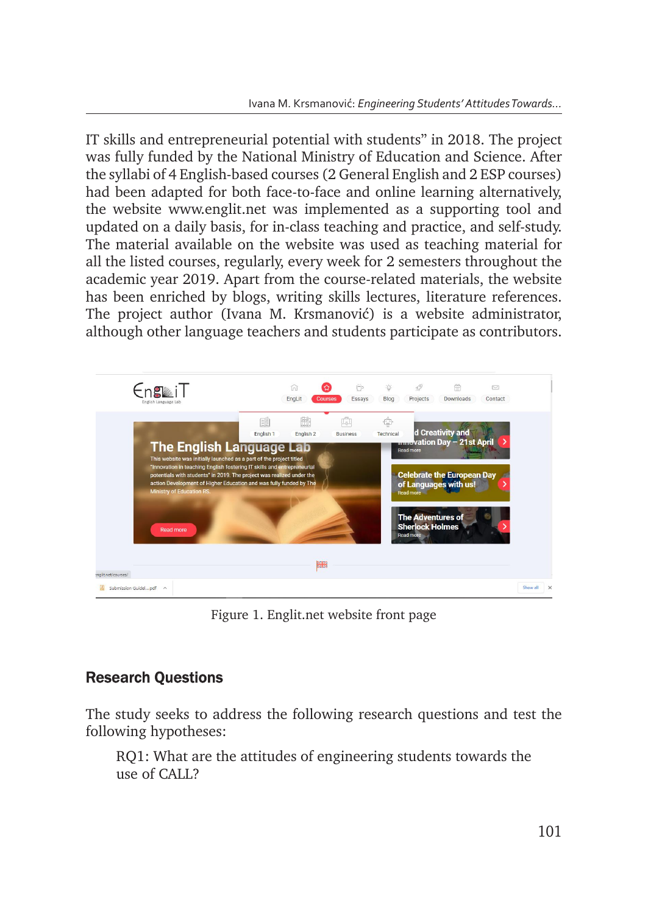IT skills and entrepreneurial potential with students" in 2018. The project was fully funded by the National Ministry of Education and Science. After the syllabi of 4 English-based courses (2 General English and 2 ESP courses) had been adapted for both face-to-face and online learning alternatively, the website www.englit.net was implemented as a supporting tool and updated on a daily basis, for in-class teaching and practice, and self-study. The material available on the website was used as teaching material for all the listed courses, regularly, every week for 2 semesters throughout the academic year 2019. Apart from the course-related materials, the website has been enriched by blogs, writing skills lectures, literature references. The project author (Ivana M. Krsmanović) is a website administrator, although other language teachers and students participate as contributors.

Figure 1. Englit.net website front page

## Research Questions

The study seeks to address the following research questions and test the following hypotheses:

> RQ1: What are the attitudes of engineering students towards the use of CALL?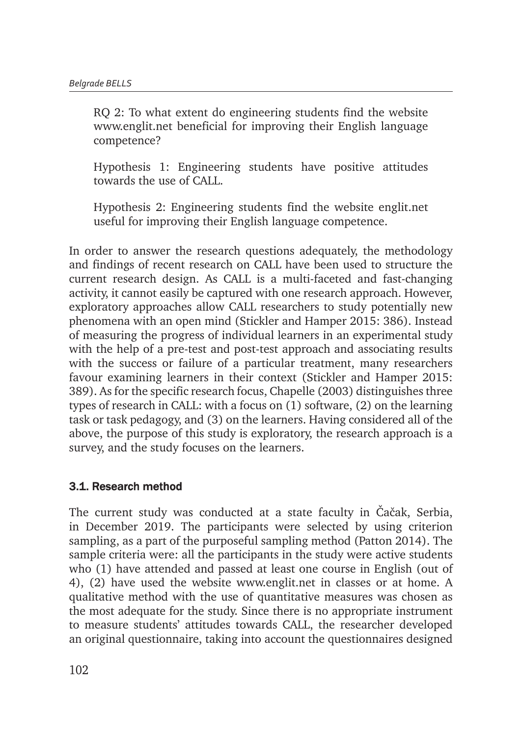RQ 2: To what extent do engineering students find the website www.englit.net beneficial for improving their English language competence?

Hypothesis 1: Engineering students have positive attitudes towards the use of CALL.

Hypothesis 2: Engineering students find the website englit.net useful for improving their English language competence.

In order to answer the research questions adequately, the methodology and findings of recent research on CALL have been used to structure the current research design. As CALL is a multi-faceted and fast-changing activity, it cannot easily be captured with one research approach. However, exploratory approaches allow CALL researchers to study potentially new phenomena with an open mind (Stickler and Hamper 2015: 386). Instead of measuring the progress of individual learners in an experimental study with the help of a pre-test and post-test approach and associating results with the success or failure of a particular treatment, many researchers favour examining learners in their context (Stickler and Hamper 2015: 389). As for the specific research focus, Chapelle (2003) distinguishes three types of research in CALL: with a focus on (1) software, (2) on the learning task or task pedagogy, and (3) on the learners. Having considered all of the above, the purpose of this study is exploratory, the research approach is a survey, and the study focuses on the learners.

### 3.1. Research method

The current study was conducted at a state faculty in Čačak, Serbia, in December 2019. The participants were selected by using criterion sampling, as a part of the purposeful sampling method (Patton 2014). The sample criteria were: all the participants in the study were active students who (1) have attended and passed at least one course in English (out of 4), (2) have used the website www.englit.net in classes or at home. A qualitative method with the use of quantitative measures was chosen as the most adequate for the study. Since there is no appropriate instrument to measure students' attitudes towards CALL, the researcher developed an original questionnaire, taking into account the questionnaires designed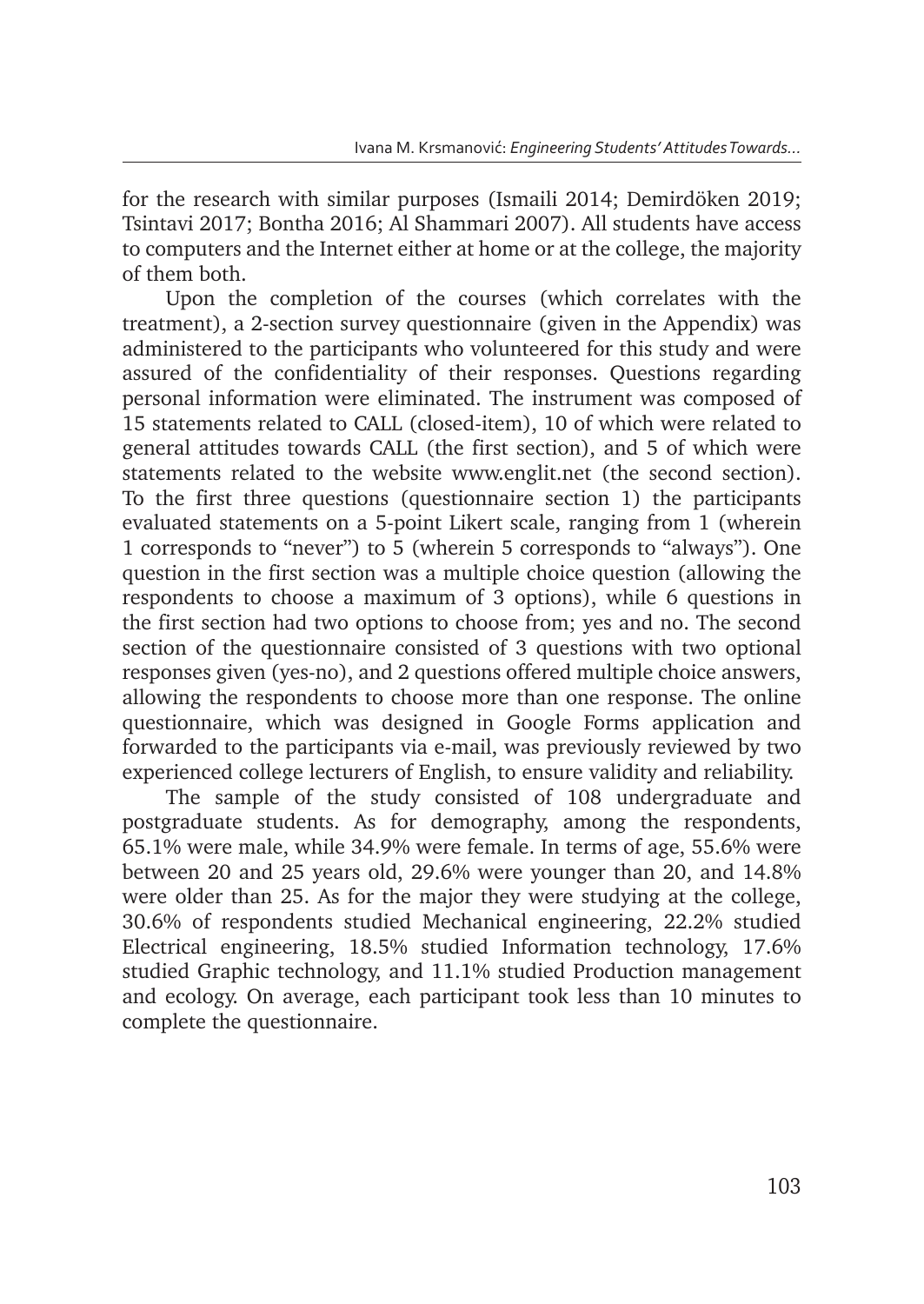for the research with similar purposes (Ismaili 2014; Demirdöken 2019; Tsintavi 2017; Bontha 2016; Al Shammari 2007). All students have access to computers and the Internet either at home or at the college, the majority of them both.

Upon the completion of the courses (which correlates with the treatment), a 2-section survey questionnaire (given in the Appendix) was administered to the participants who volunteered for this study and were assured of the confidentiality of their responses. Questions regarding personal information were eliminated. The instrument was composed of 15 statements related to CALL (closed-item), 10 of which were related to general attitudes towards CALL (the first section), and 5 of which were statements related to the website www.englit.net (the second section). To the first three questions (questionnaire section 1) the participants evaluated statements on a 5-point Likert scale, ranging from 1 (wherein 1 corresponds to "never") to 5 (wherein 5 corresponds to "always"). One question in the first section was a multiple choice question (allowing the respondents to choose a maximum of 3 options), while 6 questions in the first section had two options to choose from; yes and no. The second section of the questionnaire consisted of 3 questions with two optional responses given (yes-no), and 2 questions offered multiple choice answers, allowing the respondents to choose more than one response. The online questionnaire, which was designed in Google Forms application and forwarded to the participants via e-mail, was previously reviewed by two experienced college lecturers of English, to ensure validity and reliability.

The sample of the study consisted of 108 undergraduate and postgraduate students. As for demography, among the respondents, 65.1% were male, while 34.9% were female. In terms of age, 55.6% were between 20 and 25 years old, 29.6% were younger than 20, and 14.8% were older than 25. As for the major they were studying at the college, 30.6% of respondents studied Mechanical engineering, 22.2% studied Electrical engineering, 18.5% studied Information technology, 17.6% studied Graphic technology, and 11.1% studied Production management and ecology. On average, each participant took less than 10 minutes to complete the questionnaire.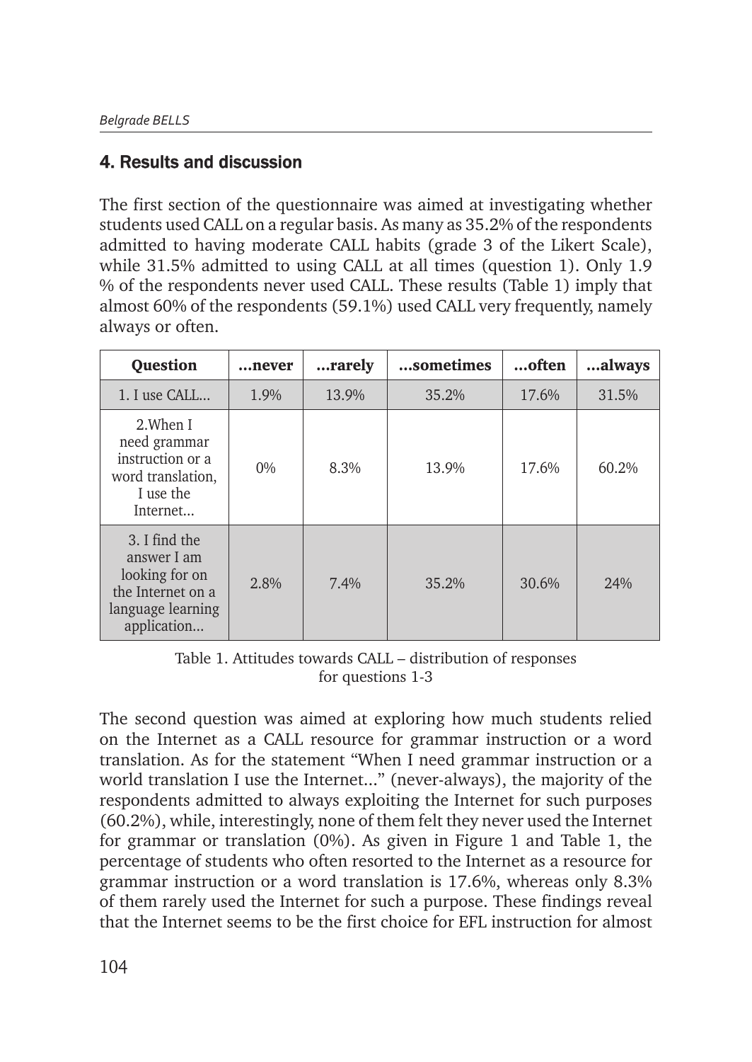## 4. Results and discussion

The first section of the questionnaire was aimed at investigating whether students used CALL on a regular basis. As many as 35.2% of the respondents admitted to having moderate CALL habits (grade 3 of the Likert Scale), while 31.5% admitted to using CALL at all times (question 1). Only 1.9 % of the respondents never used CALL. These results (Table 1) imply that almost 60% of the respondents (59.1%) used CALL very frequently, namely always or often.

| Question | …never | …rarely | …sometimes | …often | …always |
|---|---|---|---|---|---|
| 1. I use CALL… | 1.9% | 13.9% | 35.2% | 17.6% | 31.5% |
| 2.When I need grammar instruction or a word translation, I use the Internet… | 0% | 8.3% | 13.9% | 17.6% | 60.2% |
| 3. I find the answer I am looking for on the Internet on a language learning application… | 2.8% | 7.4% | 35.2% | 30.6% | 24% |

Table 1. Attitudes towards CALL – distribution of responses for questions 1-3

The second question was aimed at exploring how much students relied on the Internet as a CALL resource for grammar instruction or a word translation. As for the statement "When I need grammar instruction or a world translation I use the Internet..." (never-always), the majority of the respondents admitted to always exploiting the Internet for such purposes (60.2%), while, interestingly, none of them felt they never used the Internet for grammar or translation (0%). As given in Figure 1 and Table 1, the percentage of students who often resorted to the Internet as a resource for grammar instruction or a word translation is 17.6%, whereas only 8.3% of them rarely used the Internet for such a purpose. These findings reveal that the Internet seems to be the first choice for EFL instruction for almost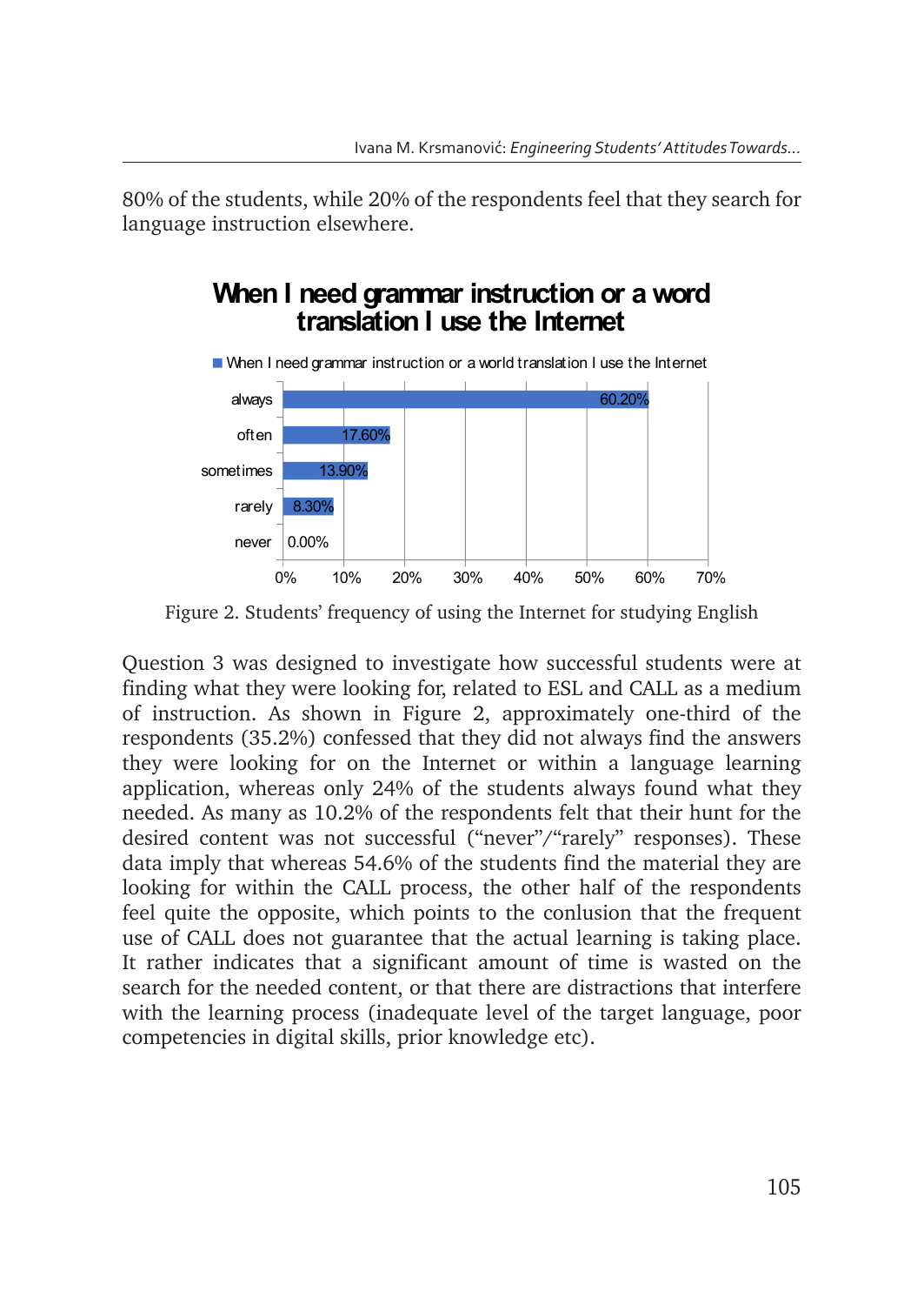80% of the students, while 20% of the respondents feel that they search for language instruction elsewhere.

**When I need grammar instruction or a word translation I use the Internet**

| | When I need grammar instruction or a world translation I use the Internet |
|---|---|
| always | 60.20% |
| often | 17.60% |
| sometimes | 13.90% |
| rarely | 8.30% |
| never | 0.00% |

Figure 2. Students' frequency of using the Internet for studying English

Question 3 was designed to investigate how successful students were at finding what they were looking for, related to ESL and CALL as a medium of instruction. As shown in Figure 2, approximately one-third of the respondents (35.2%) confessed that they did not always find the answers they were looking for on the Internet or within a language learning application, whereas only 24% of the students always found what they needed. As many as 10.2% of the respondents felt that their hunt for the desired content was not successful ("never"/"rarely" responses). These data imply that whereas 54.6% of the students find the material they are looking for within the CALL process, the other half of the respondents feel quite the opposite, which points to the conlusion that the frequent use of CALL does not guarantee that the actual learning is taking place. It rather indicates that a significant amount of time is wasted on the search for the needed content, or that there are distractions that interfere with the learning process (inadequate level of the target language, poor competencies in digital skills, prior knowledge etc).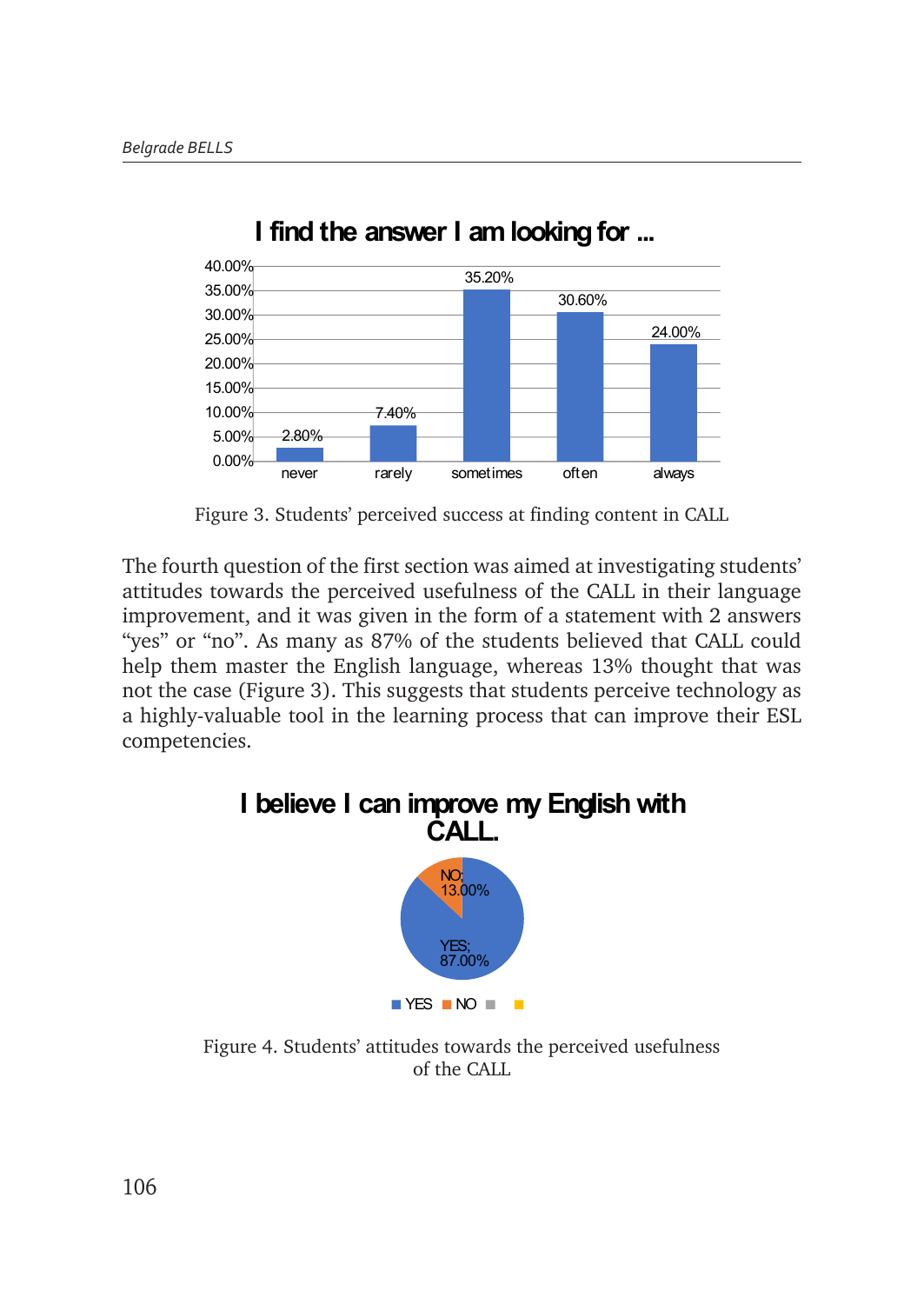**I find the answer I am looking for ...**

| never | rarely | sometimes | often | always |
|---|---|---|---|---|
| 2.80% | 7.40% | 35.20% | 30.60% | 24.00% |

Figure 3. Students' perceived success at finding content in CALL

The fourth question of the first section was aimed at investigating students' attitudes towards the perceived usefulness of the CALL in their language improvement, and it was given in the form of a statement with 2 answers "yes" or "no". As many as 87% of the students believed that CALL could help them master the English language, whereas 13% thought that was not the case (Figure 3). This suggests that students perceive technology as a highly-valuable tool in the learning process that can improve their ESL competencies.

**I believe I can improve my English with CALL.**

| YES | NO |
|---|---|
| 87.00% | 13.00% |

Figure 4. Students' attitudes towards the perceived usefulness of the CALL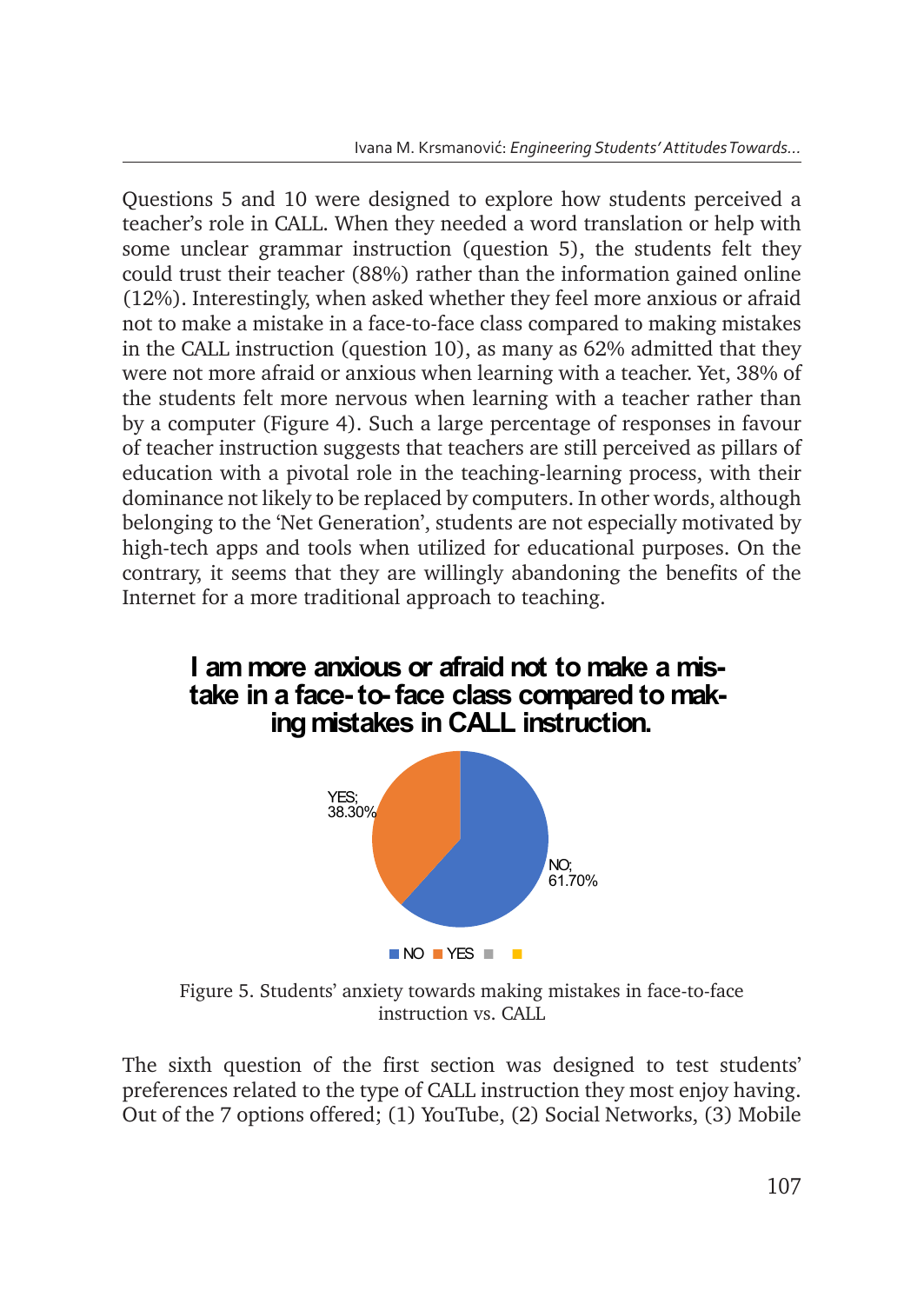Questions 5 and 10 were designed to explore how students perceived a teacher's role in CALL. When they needed a word translation or help with some unclear grammar instruction (question 5), the students felt they could trust their teacher (88%) rather than the information gained online (12%). Interestingly, when asked whether they feel more anxious or afraid not to make a mistake in a face-to-face class compared to making mistakes in the CALL instruction (question 10), as many as 62% admitted that they were not more afraid or anxious when learning with a teacher. Yet, 38% of the students felt more nervous when learning with a teacher rather than by a computer (Figure 4). Such a large percentage of responses in favour of teacher instruction suggests that teachers are still perceived as pillars of education with a pivotal role in the teaching-learning process, with their dominance not likely to be replaced by computers. In other words, although belonging to the 'Net Generation', students are not especially motivated by high-tech apps and tools when utilized for educational purposes. On the contrary, it seems that they are willingly abandoning the benefits of the Internet for a more traditional approach to teaching.

**I am more anxious or afraid not to make a mistake in a face-to-face class compared to making mistakes in CALL instruction.**

YES; 38.30%

NO; 61.70%

NO YES

Figure 5. Students' anxiety towards making mistakes in face-to-face instruction vs. CALL

The sixth question of the first section was designed to test students' preferences related to the type of CALL instruction they most enjoy having. Out of the 7 options offered; (1) YouTube, (2) Social Networks, (3) Mobile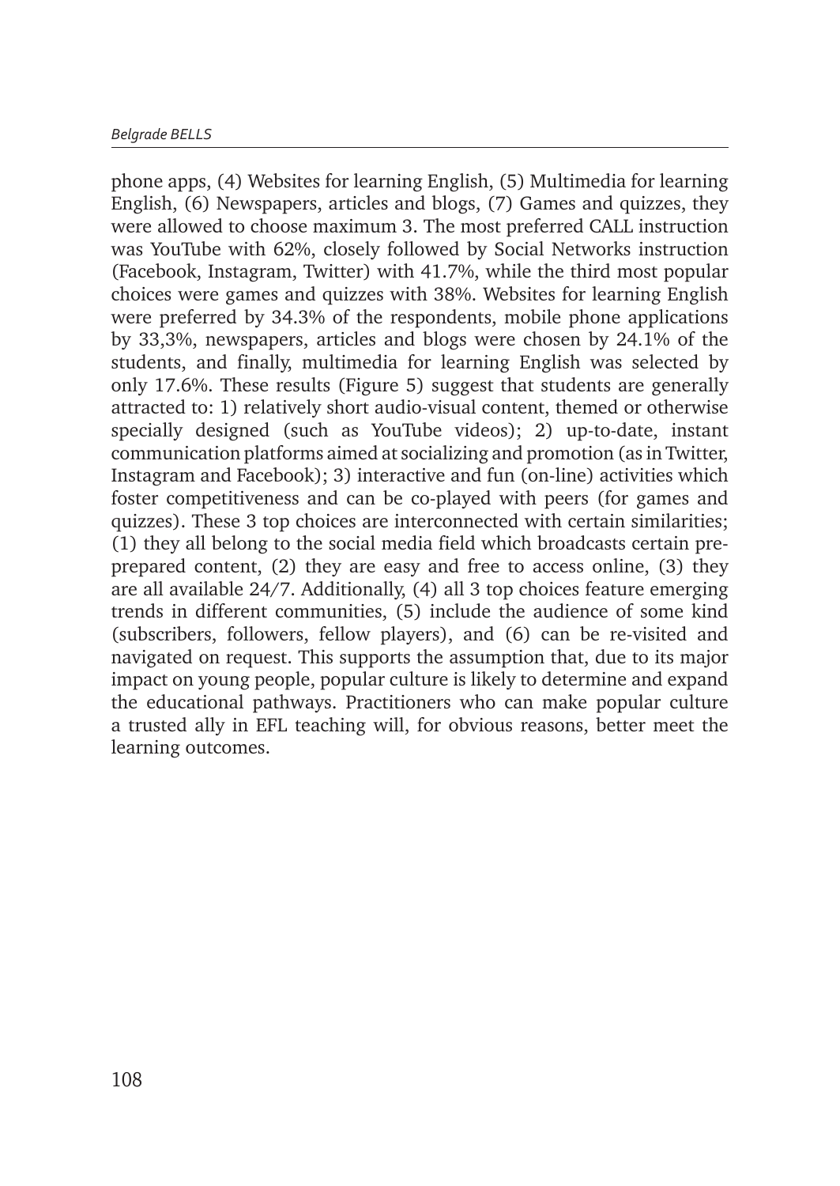phone apps, (4) Websites for learning English, (5) Multimedia for learning English, (6) Newspapers, articles and blogs, (7) Games and quizzes, they were allowed to choose maximum 3. The most preferred CALL instruction was YouTube with 62%, closely followed by Social Networks instruction (Facebook, Instagram, Twitter) with 41.7%, while the third most popular choices were games and quizzes with 38%. Websites for learning English were preferred by 34.3% of the respondents, mobile phone applications by 33,3%, newspapers, articles and blogs were chosen by 24.1% of the students, and finally, multimedia for learning English was selected by only 17.6%. These results (Figure 5) suggest that students are generally attracted to: 1) relatively short audio-visual content, themed or otherwise specially designed (such as YouTube videos); 2) up-to-date, instant communication platforms aimed at socializing and promotion (as in Twitter, Instagram and Facebook); 3) interactive and fun (on-line) activities which foster competitiveness and can be co-played with peers (for games and quizzes). These 3 top choices are interconnected with certain similarities; (1) they all belong to the social media field which broadcasts certain pre-prepared content, (2) they are easy and free to access online, (3) they are all available 24/7. Additionally, (4) all 3 top choices feature emerging trends in different communities, (5) include the audience of some kind (subscribers, followers, fellow players), and (6) can be re-visited and navigated on request. This supports the assumption that, due to its major impact on young people, popular culture is likely to determine and expand the educational pathways. Practitioners who can make popular culture a trusted ally in EFL teaching will, for obvious reasons, better meet the learning outcomes.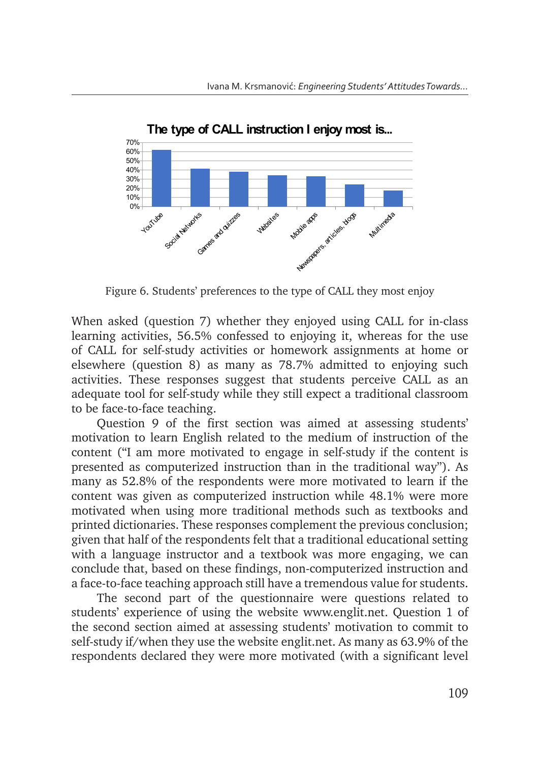Figure 6. Students' preferences to the type of CALL they most enjoy

When asked (question 7) whether they enjoyed using CALL for in-class learning activities, 56.5% confessed to enjoying it, whereas for the use of CALL for self-study activities or homework assignments at home or elsewhere (question 8) as many as 78.7% admitted to enjoying such activities. These responses suggest that students perceive CALL as an adequate tool for self-study while they still expect a traditional classroom to be face-to-face teaching.

Question 9 of the first section was aimed at assessing students' motivation to learn English related to the medium of instruction of the content ("I am more motivated to engage in self-study if the content is presented as computerized instruction than in the traditional way"). As many as 52.8% of the respondents were more motivated to learn if the content was given as computerized instruction while 48.1% were more motivated when using more traditional methods such as textbooks and printed dictionaries. These responses complement the previous conclusion; given that half of the respondents felt that a traditional educational setting with a language instructor and a textbook was more engaging, we can conclude that, based on these findings, non-computerized instruction and a face-to-face teaching approach still have a tremendous value for students.

The second part of the questionnaire were questions related to students' experience of using the website www.englit.net. Question 1 of the second section aimed at assessing students' motivation to commit to self-study if/when they use the website englit.net. As many as 63.9% of the respondents declared they were more motivated (with a significant level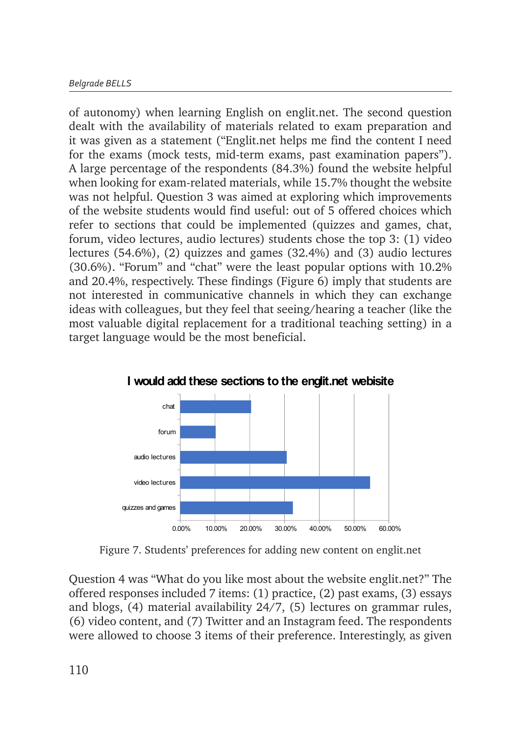of autonomy) when learning English on englit.net. The second question dealt with the availability of materials related to exam preparation and it was given as a statement ("Englit.net helps me find the content I need for the exams (mock tests, mid-term exams, past examination papers"). A large percentage of the respondents (84.3%) found the website helpful when looking for exam-related materials, while 15.7% thought the website was not helpful. Question 3 was aimed at exploring which improvements of the website students would find useful: out of 5 offered choices which refer to sections that could be implemented (quizzes and games, chat, forum, video lectures, audio lectures) students chose the top 3: (1) video lectures (54.6%), (2) quizzes and games (32.4%) and (3) audio lectures (30.6%). "Forum" and "chat" were the least popular options with 10.2% and 20.4%, respectively. These findings (Figure 6) imply that students are not interested in communicative channels in which they can exchange ideas with colleagues, but they feel that seeing/hearing a teacher (like the most valuable digital replacement for a traditional teaching setting) in a target language would be the most beneficial.

**I would add these sections to the englit.net webisite**

| Section | Percentage |
|---|---|
| chat | 20.4% |
| forum | 10.2% |
| audio lectures | 30.6% |
| video lectures | 54.6% |
| quizzes and games | 32.4% |

Figure 7. Students' preferences for adding new content on englit.net

Question 4 was "What do you like most about the website englit.net?" The offered responses included 7 items: (1) practice, (2) past exams, (3) essays and blogs, (4) material availability 24/7, (5) lectures on grammar rules, (6) video content, and (7) Twitter and an Instagram feed. The respondents were allowed to choose 3 items of their preference. Interestingly, as given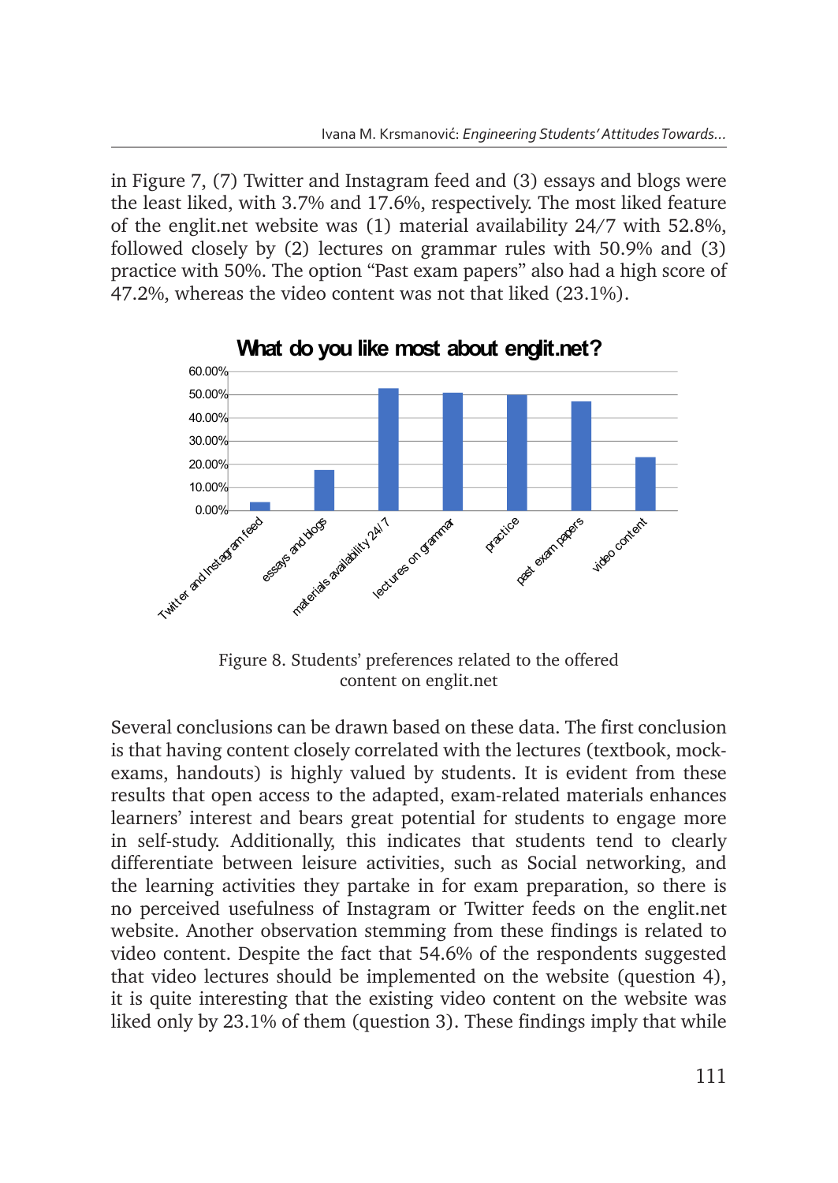in Figure 7, (7) Twitter and Instagram feed and (3) essays and blogs were the least liked, with 3.7% and 17.6%, respectively. The most liked feature of the englit.net website was (1) material availability 24/7 with 52.8%, followed closely by (2) lectures on grammar rules with 50.9% and (3) practice with 50%. The option “Past exam papers” also had a high score of 47.2%, whereas the video content was not that liked (23.1%).

Figure 8. Students’ preferences related to the offered content on englit.net

Several conclusions can be drawn based on these data. The first conclusion is that having content closely correlated with the lectures (textbook, mock-exams, handouts) is highly valued by students. It is evident from these results that open access to the adapted, exam-related materials enhances learners’ interest and bears great potential for students to engage more in self-study. Additionally, this indicates that students tend to clearly differentiate between leisure activities, such as Social networking, and the learning activities they partake in for exam preparation, so there is no perceived usefulness of Instagram or Twitter feeds on the englit.net website. Another observation stemming from these findings is related to video content. Despite the fact that 54.6% of the respondents suggested that video lectures should be implemented on the website (question 4), it is quite interesting that the existing video content on the website was liked only by 23.1% of them (question 3). These findings imply that while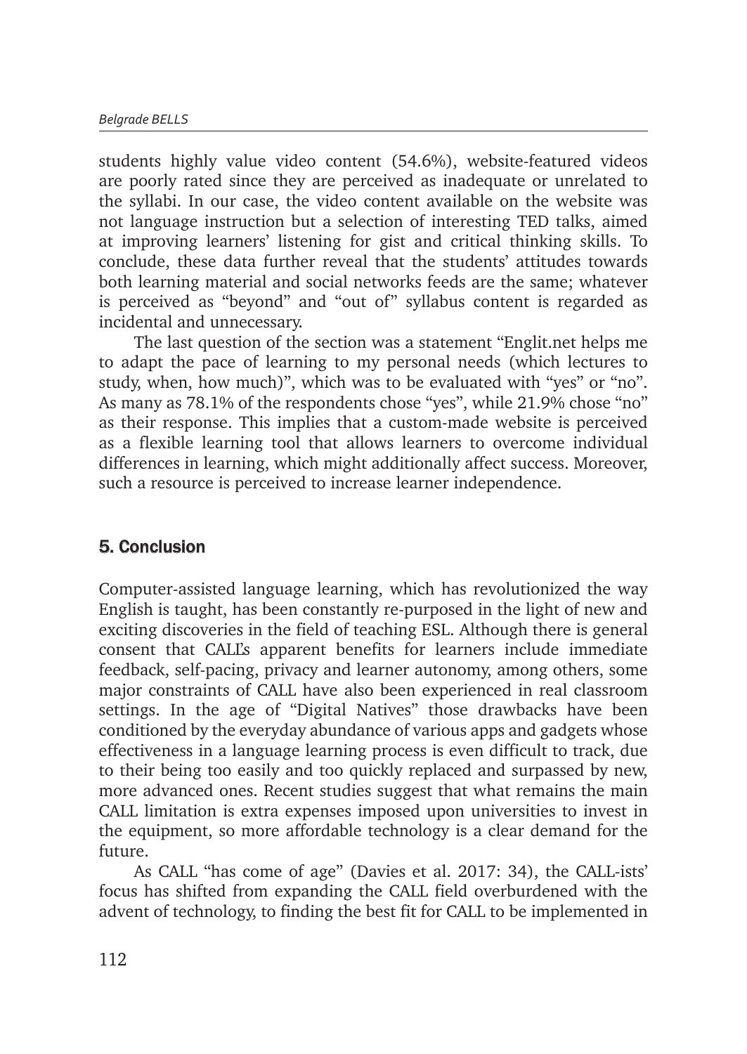students highly value video content (54.6%), website-featured videos are poorly rated since they are perceived as inadequate or unrelated to the syllabi. In our case, the video content available on the website was not language instruction but a selection of interesting TED talks, aimed at improving learners' listening for gist and critical thinking skills. To conclude, these data further reveal that the students' attitudes towards both learning material and social networks feeds are the same; whatever is perceived as "beyond" and "out of" syllabus content is regarded as incidental and unnecessary.

The last question of the section was a statement "Englit.net helps me to adapt the pace of learning to my personal needs (which lectures to study, when, how much)", which was to be evaluated with "yes" or "no". As many as 78.1% of the respondents chose "yes", while 21.9% chose "no" as their response. This implies that a custom-made website is perceived as a flexible learning tool that allows learners to overcome individual differences in learning, which might additionally affect success. Moreover, such a resource is perceived to increase learner independence.

## 5. Conclusion

Computer-assisted language learning, which has revolutionized the way English is taught, has been constantly re-purposed in the light of new and exciting discoveries in the field of teaching ESL. Although there is general consent that CALL's apparent benefits for learners include immediate feedback, self-pacing, privacy and learner autonomy, among others, some major constraints of CALL have also been experienced in real classroom settings. In the age of "Digital Natives" those drawbacks have been conditioned by the everyday abundance of various apps and gadgets whose effectiveness in a language learning process is even difficult to track, due to their being too easily and too quickly replaced and surpassed by new, more advanced ones. Recent studies suggest that what remains the main CALL limitation is extra expenses imposed upon universities to invest in the equipment, so more affordable technology is a clear demand for the future.

As CALL "has come of age" (Davies et al. 2017: 34), the CALL-ists' focus has shifted from expanding the CALL field overburdened with the advent of technology, to finding the best fit for CALL to be implemented in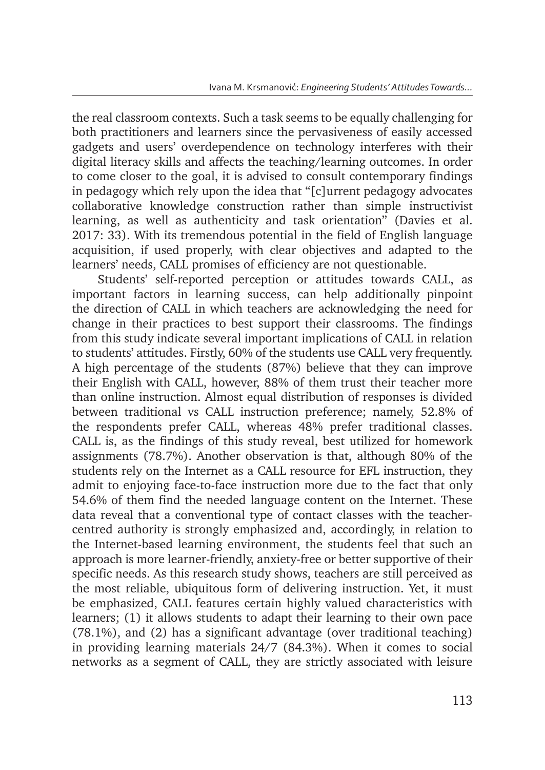the real classroom contexts. Such a task seems to be equally challenging for both practitioners and learners since the pervasiveness of easily accessed gadgets and users' overdependence on technology interferes with their digital literacy skills and affects the teaching/learning outcomes. In order to come closer to the goal, it is advised to consult contemporary findings in pedagogy which rely upon the idea that "[c]urrent pedagogy advocates collaborative knowledge construction rather than simple instructivist learning, as well as authenticity and task orientation" (Davies et al. 2017: 33). With its tremendous potential in the field of English language acquisition, if used properly, with clear objectives and adapted to the learners' needs, CALL promises of efficiency are not questionable.

Students' self-reported perception or attitudes towards CALL, as important factors in learning success, can help additionally pinpoint the direction of CALL in which teachers are acknowledging the need for change in their practices to best support their classrooms. The findings from this study indicate several important implications of CALL in relation to students' attitudes. Firstly, 60% of the students use CALL very frequently. A high percentage of the students (87%) believe that they can improve their English with CALL, however, 88% of them trust their teacher more than online instruction. Almost equal distribution of responses is divided between traditional vs CALL instruction preference; namely, 52.8% of the respondents prefer CALL, whereas 48% prefer traditional classes. CALL is, as the findings of this study reveal, best utilized for homework assignments (78.7%). Another observation is that, although 80% of the students rely on the Internet as a CALL resource for EFL instruction, they admit to enjoying face-to-face instruction more due to the fact that only 54.6% of them find the needed language content on the Internet. These data reveal that a conventional type of contact classes with the teacher-centred authority is strongly emphasized and, accordingly, in relation to the Internet-based learning environment, the students feel that such an approach is more learner-friendly, anxiety-free or better supportive of their specific needs. As this research study shows, teachers are still perceived as the most reliable, ubiquitous form of delivering instruction. Yet, it must be emphasized, CALL features certain highly valued characteristics with learners; (1) it allows students to adapt their learning to their own pace (78.1%), and (2) has a significant advantage (over traditional teaching) in providing learning materials 24/7 (84.3%). When it comes to social networks as a segment of CALL, they are strictly associated with leisure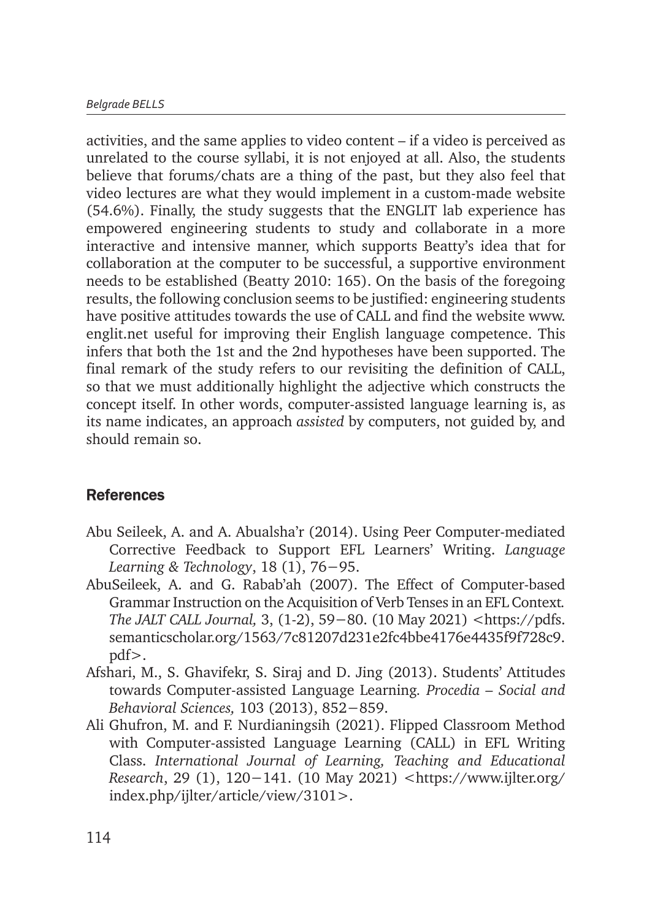activities, and the same applies to video content – if a video is perceived as unrelated to the course syllabi, it is not enjoyed at all. Also, the students believe that forums/chats are a thing of the past, but they also feel that video lectures are what they would implement in a custom-made website (54.6%). Finally, the study suggests that the ENGLIT lab experience has empowered engineering students to study and collaborate in a more interactive and intensive manner, which supports Beatty's idea that for collaboration at the computer to be successful, a supportive environment needs to be established (Beatty 2010: 165). On the basis of the foregoing results, the following conclusion seems to be justified: engineering students have positive attitudes towards the use of CALL and find the website www.englit.net useful for improving their English language competence. This infers that both the 1st and the 2nd hypotheses have been supported. The final remark of the study refers to our revisiting the definition of CALL, so that we must additionally highlight the adjective which constructs the concept itself. In other words, computer-assisted language learning is, as its name indicates, an approach *assisted* by computers, not guided by, and should remain so.

## References

Abu Seileek, A. and A. Abualsha'r (2014). Using Peer Computer-mediated Corrective Feedback to Support EFL Learners' Writing. *Language Learning & Technology*, 18 (1), 76−95.

AbuSeileek, A. and G. Rabab'ah (2007). The Effect of Computer-based Grammar Instruction on the Acquisition of Verb Tenses in an EFL Context. *The JALT CALL Journal,* 3, (1-2), 59−80. (10 May 2021) <https://pdfs.semanticscholar.org/1563/7c81207d231e2fc4bbe4176e4435f9f728c9.pdf>.

Afshari, M., S. Ghavifekr, S. Siraj and D. Jing (2013). Students' Attitudes towards Computer-assisted Language Learning. *Procedia – Social and Behavioral Sciences,* 103 (2013), 852−859.

Ali Ghufron, M. and F. Nurdianingsih (2021). Flipped Classroom Method with Computer-assisted Language Learning (CALL) in EFL Writing Class. *International Journal of Learning, Teaching and Educational Research*, 29 (1), 120−141. (10 May 2021) <https://www.ijlter.org/index.php/ijlter/article/view/3101>.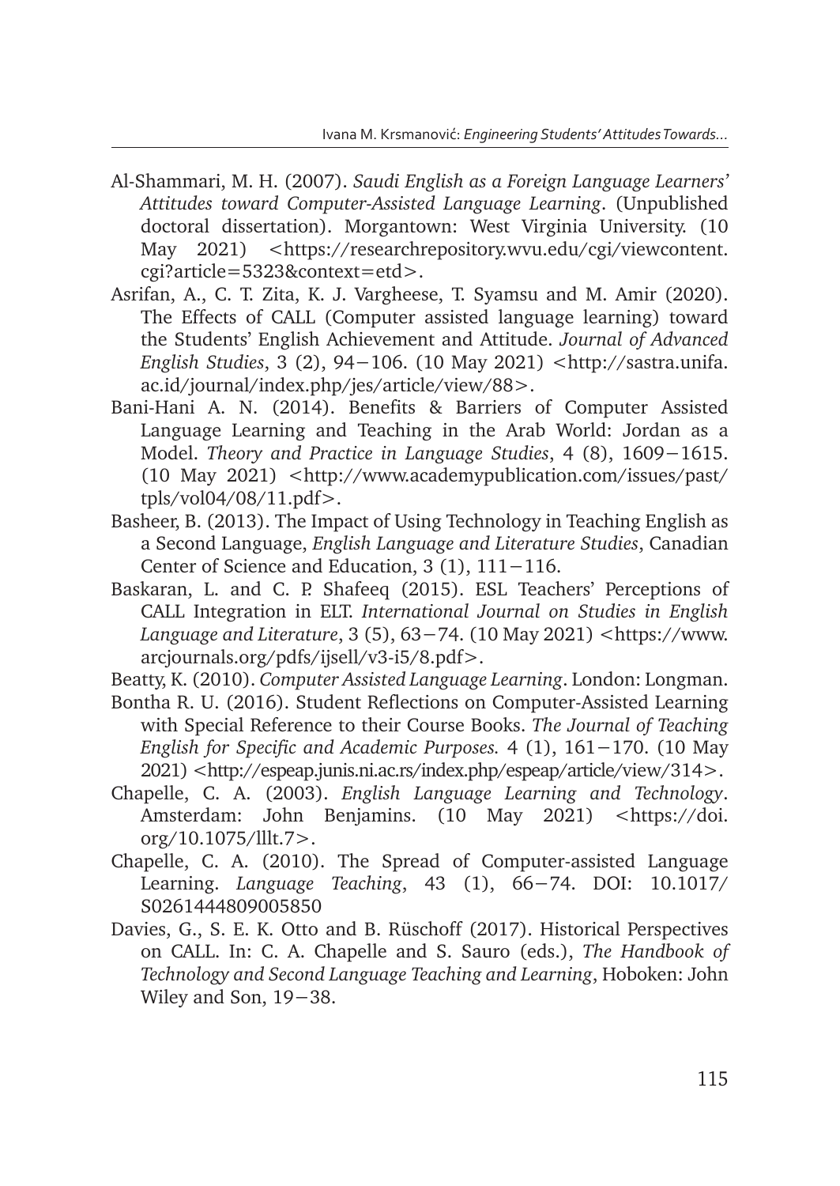Al-Shammari, M. H. (2007). *Saudi English as a Foreign Language Learners' Attitudes toward Computer-Assisted Language Learning*. (Unpublished doctoral dissertation). Morgantown: West Virginia University. (10 May 2021) <https://researchrepository.wvu.edu/cgi/viewcontent.cgi?article=5323&context=etd>.

Asrifan, A., C. T. Zita, K. J. Vargheese, T. Syamsu and M. Amir (2020). The Effects of CALL (Computer assisted language learning) toward the Students' English Achievement and Attitude. *Journal of Advanced English Studies*, 3 (2), 94−106. (10 May 2021) <http://sastra.unifa.ac.id/journal/index.php/jes/article/view/88>.

Bani-Hani A. N. (2014). Benefits & Barriers of Computer Assisted Language Learning and Teaching in the Arab World: Jordan as a Model. *Theory and Practice in Language Studies*, 4 (8), 1609−1615. (10 May 2021) <http://www.academypublication.com/issues/past/tpls/vol04/08/11.pdf>.

Basheer, B. (2013). The Impact of Using Technology in Teaching English as a Second Language, *English Language and Literature Studies*, Canadian Center of Science and Education, 3 (1), 111−116.

Baskaran, L. and C. P. Shafeeq (2015). ESL Teachers' Perceptions of CALL Integration in ELT. *International Journal on Studies in English Language and Literature*, 3 (5), 63−74. (10 May 2021) <https://www.arcjournals.org/pdfs/ijsell/v3-i5/8.pdf>.

Beatty, K. (2010). *Computer Assisted Language Learning*. London: Longman.

Bontha R. U. (2016). Student Reflections on Computer-Assisted Learning with Special Reference to their Course Books. *The Journal of Teaching English for Specific and Academic Purposes.* 4 (1), 161−170. (10 May 2021) <http://espeap.junis.ni.ac.rs/index.php/espeap/article/view/314>.

Chapelle, C. A. (2003). *English Language Learning and Technology*. Amsterdam: John Benjamins. (10 May 2021) <https://doi.org/10.1075/lllt.7>.

Chapelle, C. A. (2010). The Spread of Computer-assisted Language Learning. *Language Teaching*, 43 (1), 66−74. DOI: 10.1017/S0261444809005850

Davies, G., S. E. K. Otto and B. Rüschoff (2017). Historical Perspectives on CALL. In: C. A. Chapelle and S. Sauro (eds.), *The Handbook of Technology and Second Language Teaching and Learning*, Hoboken: John Wiley and Son, 19−38.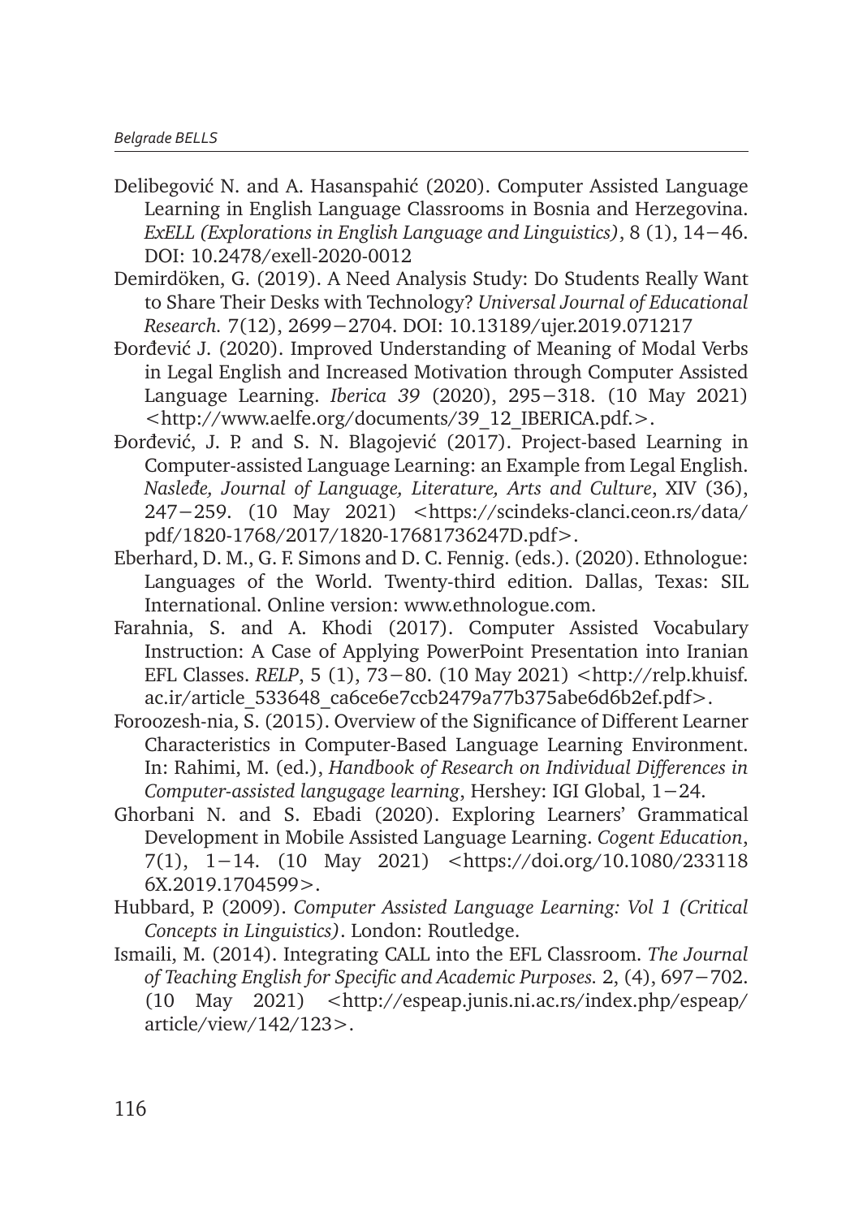Delibegović N. and A. Hasanspahić (2020). Computer Assisted Language Learning in English Language Classrooms in Bosnia and Herzegovina. *ExELL (Explorations in English Language and Linguistics)*, 8 (1), 14–46. DOI: 10.2478/exell-2020-0012

Demirdöken, G. (2019). A Need Analysis Study: Do Students Really Want to Share Their Desks with Technology? *Universal Journal of Educational Research.* 7(12), 2699–2704. DOI: 10.13189/ujer.2019.071217

Đorđević J. (2020). Improved Understanding of Meaning of Modal Verbs in Legal English and Increased Motivation through Computer Assisted Language Learning. *Iberica 39* (2020), 295–318. (10 May 2021) <http://www.aelfe.org/documents/39_12_IBERICA.pdf.>.

Đorđević, J. P. and S. N. Blagojević (2017). Project-based Learning in Computer-assisted Language Learning: an Example from Legal English. *Nasleđe, Journal of Language, Literature, Arts and Culture*, XIV (36), 247–259. (10 May 2021) <https://scindeks-clanci.ceon.rs/data/pdf/1820-1768/2017/1820-17681736247D.pdf>.

Eberhard, D. M., G. F. Simons and D. C. Fennig. (eds.). (2020). Ethnologue: Languages of the World. Twenty-third edition. Dallas, Texas: SIL International. Online version: www.ethnologue.com.

Farahnia, S. and A. Khodi (2017). Computer Assisted Vocabulary Instruction: A Case of Applying PowerPoint Presentation into Iranian EFL Classes. *RELP*, 5 (1), 73–80. (10 May 2021) <http://relp.khuisf.ac.ir/article_533648_ca6ce6e7ccb2479a77b375abe6d6b2ef.pdf>.

Foroozesh-nia, S. (2015). Overview of the Significance of Different Learner Characteristics in Computer-Based Language Learning Environment. In: Rahimi, M. (ed.), *Handbook of Research on Individual Differences in Computer-assisted langugage learning*, Hershey: IGI Global, 1–24.

Ghorbani N. and S. Ebadi (2020). Exploring Learners' Grammatical Development in Mobile Assisted Language Learning. *Cogent Education*, 7(1), 1–14. (10 May 2021) <https://doi.org/10.1080/2331186X.2019.1704599>.

Hubbard, P. (2009). *Computer Assisted Language Learning: Vol 1 (Critical Concepts in Linguistics)*. London: Routledge.

Ismaili, M. (2014). Integrating CALL into the EFL Classroom. *The Journal of Teaching English for Specific and Academic Purposes.* 2, (4), 697–702. (10 May 2021) <http://espeap.junis.ni.ac.rs/index.php/espeap/article/view/142/123>.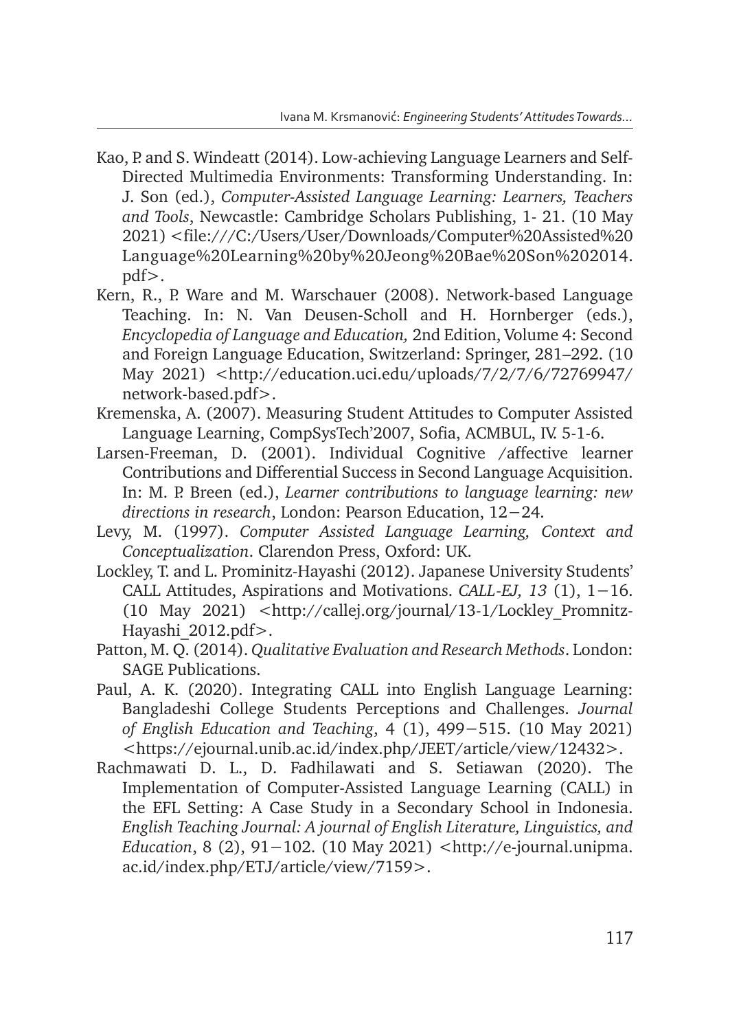Kao, P. and S. Windeatt (2014). Low-achieving Language Learners and Self-Directed Multimedia Environments: Transforming Understanding. In: J. Son (ed.), *Computer-Assisted Language Learning: Learners, Teachers and Tools*, Newcastle: Cambridge Scholars Publishing, 1- 21. (10 May 2021) <file:///C:/Users/User/Downloads/Computer%20Assisted%20Language%20Learning%20by%20Jeong%20Bae%20Son%202014.pdf>.

Kern, R., P. Ware and M. Warschauer (2008). Network-based Language Teaching. In: N. Van Deusen-Scholl and H. Hornberger (eds.), *Encyclopedia of Language and Education,* 2nd Edition, Volume 4: Second and Foreign Language Education, Switzerland: Springer, 281–292. (10 May 2021) <http://education.uci.edu/uploads/7/2/7/6/72769947/network-based.pdf>.

Kremenska, A. (2007). Measuring Student Attitudes to Computer Assisted Language Learning, CompSysTech'2007, Sofia, ACMBUL, IV. 5-1-6.

Larsen-Freeman, D. (2001). Individual Cognitive /affective learner Contributions and Differential Success in Second Language Acquisition. In: M. P. Breen (ed.), *Learner contributions to language learning: new directions in research*, London: Pearson Education, 12−24.

Levy, M. (1997). *Computer Assisted Language Learning, Context and Conceptualization*. Clarendon Press, Oxford: UK.

Lockley, T. and L. Prominitz-Hayashi (2012). Japanese University Students' CALL Attitudes, Aspirations and Motivations. *CALL-EJ, 13* (1), 1−16. (10 May 2021) <http://callej.org/journal/13-1/Lockley_Promnitz-Hayashi_2012.pdf>.

Patton, M. Q. (2014). *Qualitative Evaluation and Research Methods*. London: SAGE Publications.

Paul, A. K. (2020). Integrating CALL into English Language Learning: Bangladeshi College Students Perceptions and Challenges. *Journal of English Education and Teaching*, 4 (1), 499−515. (10 May 2021) <https://ejournal.unib.ac.id/index.php/JEET/article/view/12432>.

Rachmawati D. L., D. Fadhilawati and S. Setiawan (2020). The Implementation of Computer-Assisted Language Learning (CALL) in the EFL Setting: A Case Study in a Secondary School in Indonesia. *English Teaching Journal: A journal of English Literature, Linguistics, and Education*, 8 (2), 91−102. (10 May 2021) <http://e-journal.unipma.ac.id/index.php/ETJ/article/view/7159>.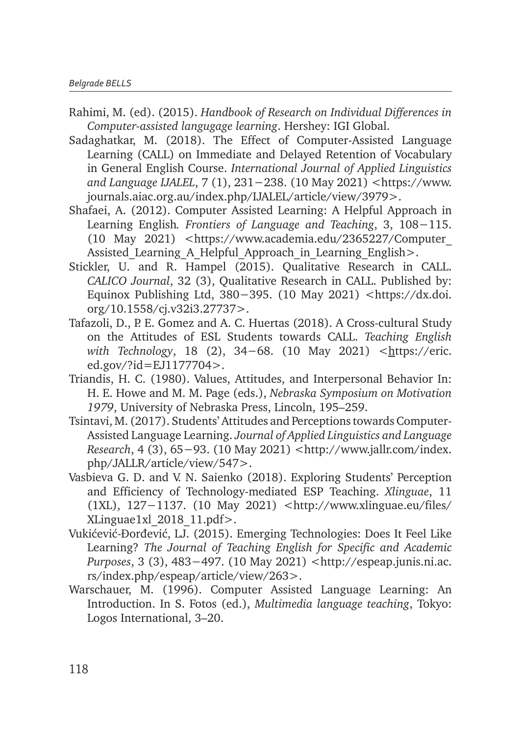Rahimi, M. (ed). (2015). *Handbook of Research on Individual Differences in Computer-assisted langugage learning*. Hershey: IGI Global.

Sadaghatkar, M. (2018). The Effect of Computer-Assisted Language Learning (CALL) on Immediate and Delayed Retention of Vocabulary in General English Course. *International Journal of Applied Linguistics and Language IJALEL*, 7 (1), 231−238. (10 May 2021) <https://www.journals.aiac.org.au/index.php/IJALEL/article/view/3979>.

Shafaei, A. (2012). Computer Assisted Learning: A Helpful Approach in Learning English*. Frontiers of Language and Teaching*, 3, 108−115. (10 May 2021) <https://www.academia.edu/2365227/Computer_Assisted_Learning_A_Helpful_Approach_in_Learning_English>.

Stickler, U. and R. Hampel (2015). Qualitative Research in CALL. *CALICO Journal*, 32 (3), Qualitative Research in CALL. Published by: Equinox Publishing Ltd, 380−395. (10 May 2021) <https://dx.doi.org/10.1558/cj.v32i3.27737>.

Tafazoli, D., P. E. Gomez and A. C. Huertas (2018). A Cross-cultural Study on the Attitudes of ESL Students towards CALL. *Teaching English with Technology*, 18 (2), 34−68. (10 May 2021) <https://eric.ed.gov/?id=EJ1177704>.

Triandis, H. C. (1980). Values, Attitudes, and Interpersonal Behavior In: H. E. Howe and M. M. Page (eds.), *Nebraska Symposium on Motivation 1979*, University of Nebraska Press, Lincoln, 195–259.

Tsintavi, M. (2017). Students' Attitudes and Perceptions towards Computer-Assisted Language Learning. *Journal of Applied Linguistics and Language Research*, 4 (3), 65−93. (10 May 2021) <http://www.jallr.com/index.php/JALLR/article/view/547>.

Vasbieva G. D. and V. N. Saienko (2018). Exploring Students' Perception and Efficiency of Technology-mediated ESP Teaching. *Xlinguae*, 11 (1XL), 127−1137. (10 May 2021) <http://www.xlinguae.eu/files/XLinguae1xl_2018_11.pdf>.

Vukićević-Đorđević, LJ. (2015). Emerging Technologies: Does It Feel Like Learning? *The Journal of Teaching English for Specific and Academic Purposes*, 3 (3), 483−497. (10 May 2021) <http://espeap.junis.ni.ac.rs/index.php/espeap/article/view/263>.

Warschauer, M. (1996). Computer Assisted Language Learning: An Introduction. In S. Fotos (ed.), *Multimedia language teaching*, Tokyo: Logos International, 3–20.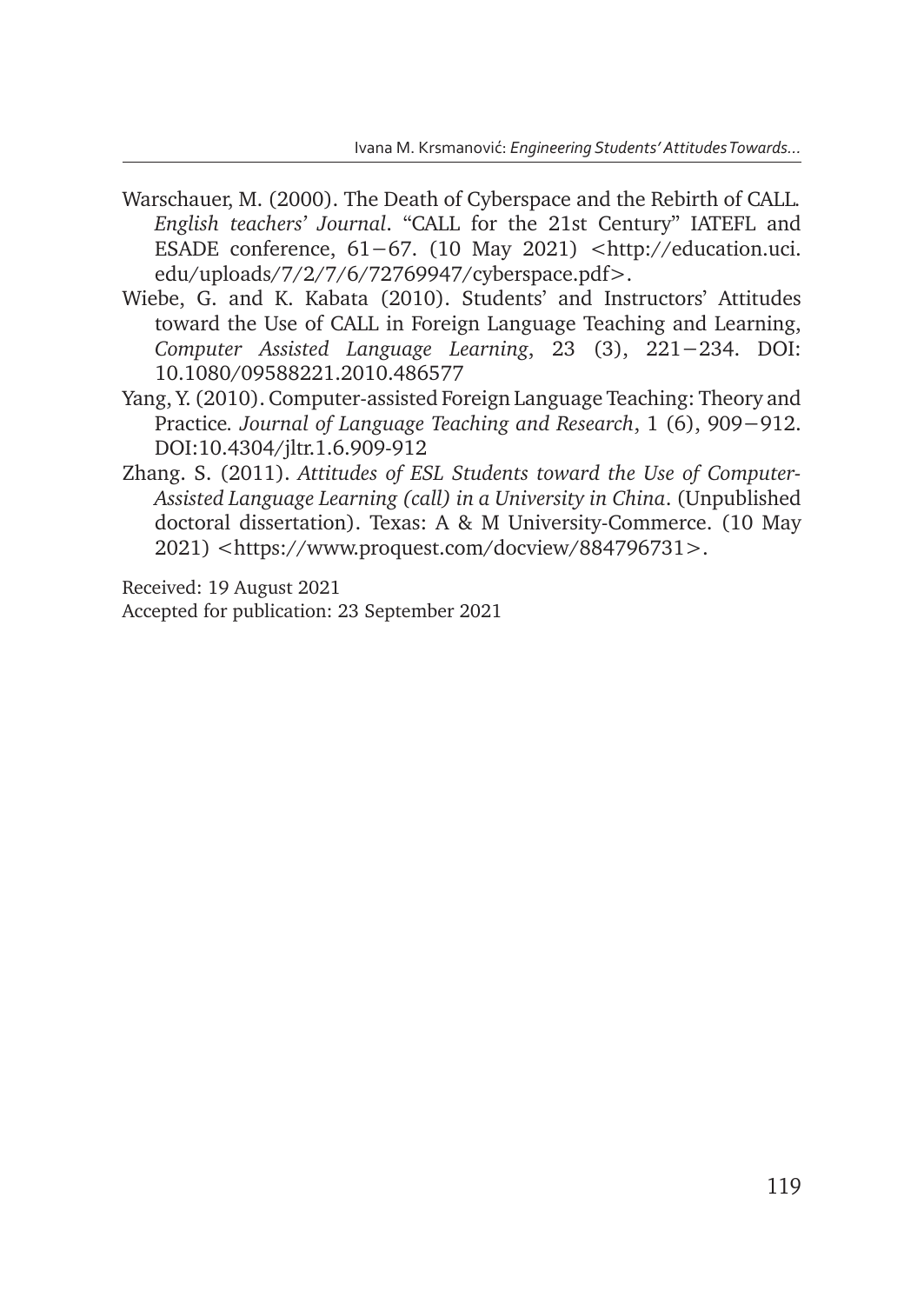Warschauer, M. (2000). The Death of Cyberspace and the Rebirth of CALL. *English teachers' Journal*. "CALL for the 21st Century" IATEFL and ESADE conference, 61–67. (10 May 2021) <http://education.uci.edu/uploads/7/2/7/6/72769947/cyberspace.pdf>.

Wiebe, G. and K. Kabata (2010). Students' and Instructors' Attitudes toward the Use of CALL in Foreign Language Teaching and Learning, *Computer Assisted Language Learning*, 23 (3), 221–234. DOI: 10.1080/09588221.2010.486577

Yang, Y. (2010). Computer-assisted Foreign Language Teaching: Theory and Practice. *Journal of Language Teaching and Research*, 1 (6), 909–912. DOI:10.4304/jltr.1.6.909-912

Zhang. S. (2011). *Attitudes of ESL Students toward the Use of Computer-Assisted Language Learning (call) in a University in China*. (Unpublished doctoral dissertation). Texas: A & M University-Commerce. (10 May 2021) <https://www.proquest.com/docview/884796731>.

Received: 19 August 2021
Accepted for publication: 23 September 2021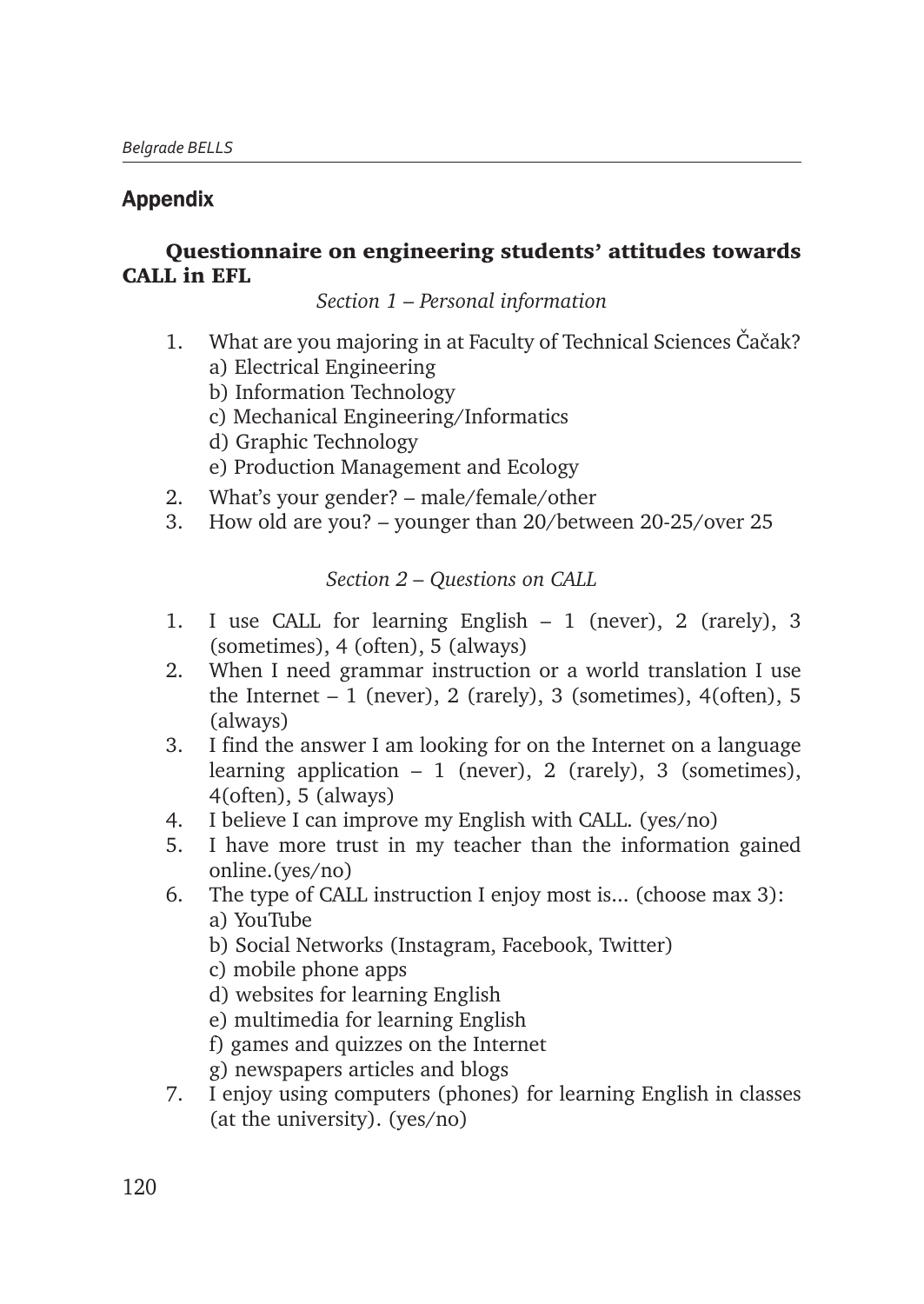## Appendix

### Questionnaire on engineering students' attitudes towards CALL in EFL

*Section 1 – Personal information*

1. What are you majoring in at Faculty of Technical Sciences Čačak?
   a) Electrical Engineering
   b) Information Technology
   c) Mechanical Engineering/Informatics
   d) Graphic Technology
   e) Production Management and Ecology
2. What's your gender? – male/female/other
3. How old are you? – younger than 20/between 20-25/over 25

*Section 2 – Questions on CALL*

1. I use CALL for learning English – 1 (never), 2 (rarely), 3 (sometimes), 4 (often), 5 (always)
2. When I need grammar instruction or a world translation I use the Internet – 1 (never), 2 (rarely), 3 (sometimes), 4(often), 5 (always)
3. I find the answer I am looking for on the Internet on a language learning application – 1 (never), 2 (rarely), 3 (sometimes), 4(often), 5 (always)
4. I believe I can improve my English with CALL. (yes/no)
5. I have more trust in my teacher than the information gained online.(yes/no)
6. The type of CALL instruction I enjoy most is... (choose max 3):
   a) YouTube
   b) Social Networks (Instagram, Facebook, Twitter)
   c) mobile phone apps
   d) websites for learning English
   e) multimedia for learning English
   f) games and quizzes on the Internet
   g) newspapers articles and blogs
7. I enjoy using computers (phones) for learning English in classes (at the university). (yes/no)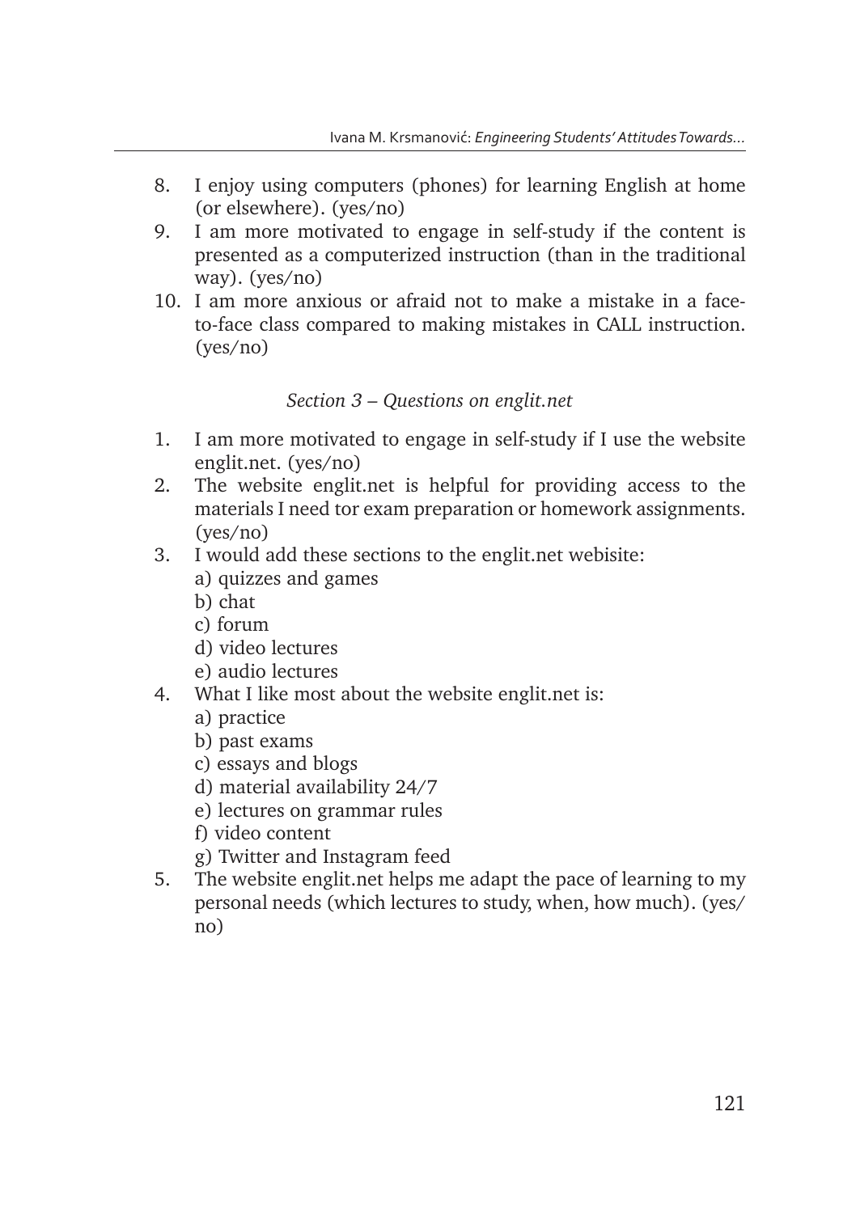8. I enjoy using computers (phones) for learning English at home (or elsewhere). (yes/no)
9. I am more motivated to engage in self-study if the content is presented as a computerized instruction (than in the traditional way). (yes/no)
10. I am more anxious or afraid not to make a mistake in a face-to-face class compared to making mistakes in CALL instruction. (yes/no)

*Section 3 – Questions on englit.net*

1. I am more motivated to engage in self-study if I use the website englit.net. (yes/no)
2. The website englit.net is helpful for providing access to the materials I need tor exam preparation or homework assignments. (yes/no)
3. I would add these sections to the englit.net webisite:
   a) quizzes and games
   b) chat
   c) forum
   d) video lectures
   e) audio lectures
4. What I like most about the website englit.net is:
   a) practice
   b) past exams
   c) essays and blogs
   d) material availability 24/7
   e) lectures on grammar rules
   f) video content
   g) Twitter and Instagram feed
5. The website englit.net helps me adapt the pace of learning to my personal needs (which lectures to study, when, how much). (yes/no)